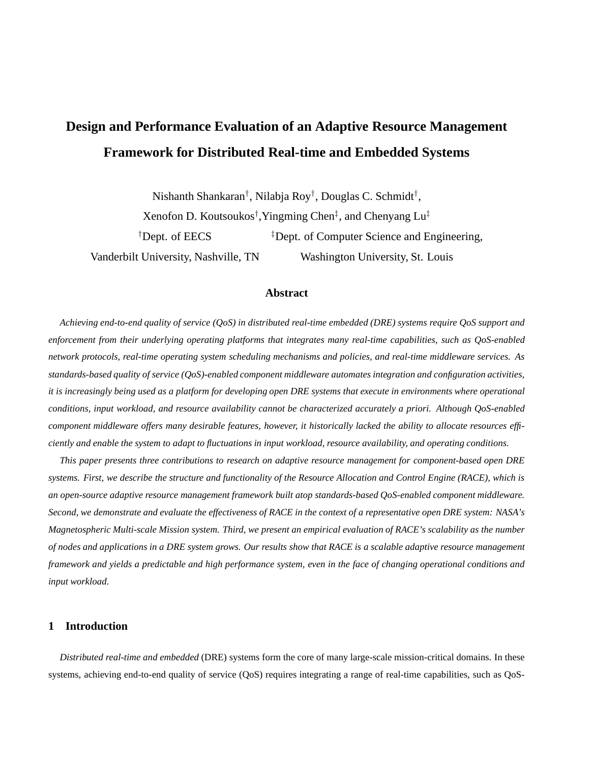# Design and Performance Evaluation of an Adaptive Resource Management Framework for Distributed Real-time and Embedded Systems

Nishanth Shankaran[†], Nilabja Roy[†], Douglas C. Schmidt[†], Xenofon D. Koutsoukos[†], Yingming Chen[‡], and Chenyang Lu[‡]

[†]Dept. of EECS, Vanderbilt University, Nashville, TN

[‡]Dept. of Computer Science and Engineering, Washington University, St. Louis

## Abstract

*Achieving end-to-end quality of service (QoS) in distributed real-time embedded (DRE) systems require QoS support and enforcement from their underlying operating platforms that integrates many real-time capabilities, such as QoS-enabled network protocols, real-time operating system scheduling mechanisms and policies, and real-time middleware services. As standards-based quality of service (QoS)-enabled component middleware automates integration and configuration activities, it is increasingly being used as a platform for developing open DRE systems that execute in environments where operational conditions, input workload, and resource availability cannot be characterized accurately a priori. Although QoS-enabled component middleware offers many desirable features, however, it historically lacked the ability to allocate resources efficiently and enable the system to adapt to fluctuations in input workload, resource availability, and operating conditions.*

*This paper presents three contributions to research on adaptive resource management for component-based open DRE systems. First, we describe the structure and functionality of the Resource Allocation and Control Engine (RACE), which is an open-source adaptive resource management framework built atop standards-based QoS-enabled component middleware. Second, we demonstrate and evaluate the effectiveness of RACE in the context of a representative open DRE system: NASA's Magnetospheric Multi-scale Mission system. Third, we present an empirical evaluation of RACE's scalability as the number of nodes and applications in a DRE system grows. Our results show that RACE is a scalable adaptive resource management framework and yields a predictable and high performance system, even in the face of changing operational conditions and input workload.*

## 1 Introduction

*Distributed real-time and embedded* (DRE) systems form the core of many large-scale mission-critical domains. In these systems, achieving end-to-end quality of service (QoS) requires integrating a range of real-time capabilities, such as QoS-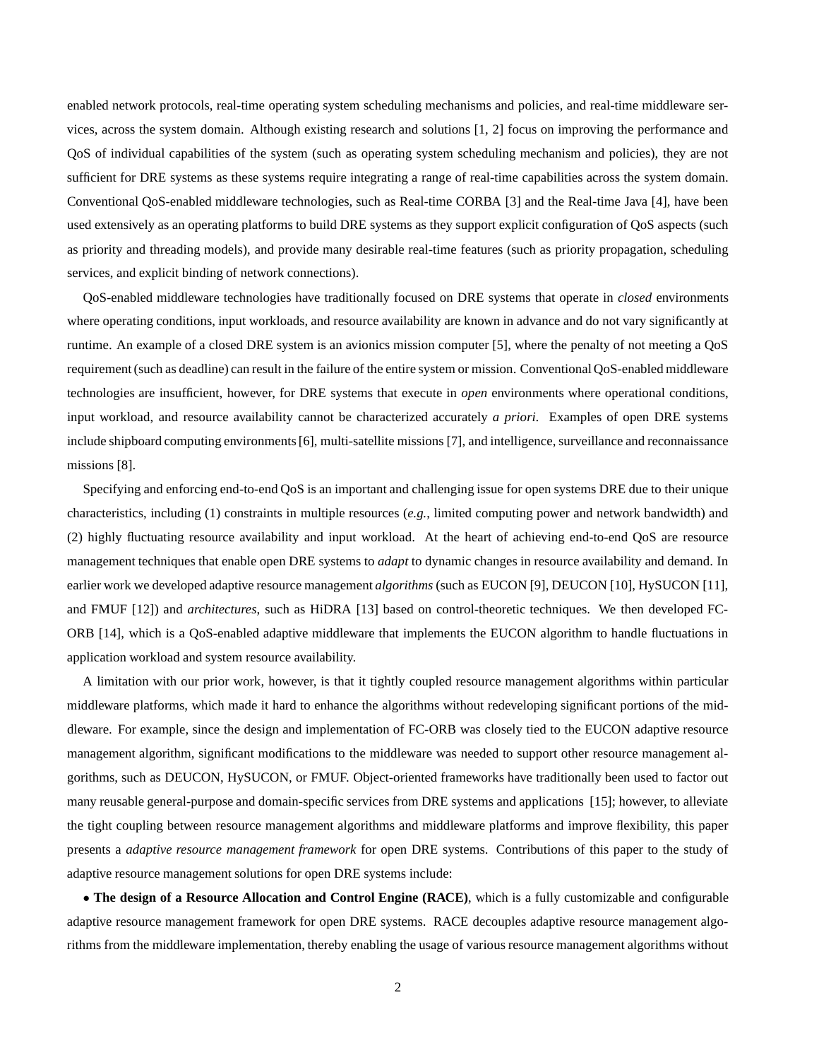enabled network protocols, real-time operating system scheduling mechanisms and policies, and real-time middleware services, across the system domain. Although existing research and solutions [1, 2] focus on improving the performance and QoS of individual capabilities of the system (such as operating system scheduling mechanism and policies), they are not sufficient for DRE systems as these systems require integrating a range of real-time capabilities across the system domain. Conventional QoS-enabled middleware technologies, such as Real-time CORBA [3] and the Real-time Java [4], have been used extensively as an operating platforms to build DRE systems as they support explicit configuration of QoS aspects (such as priority and threading models), and provide many desirable real-time features (such as priority propagation, scheduling services, and explicit binding of network connections).

QoS-enabled middleware technologies have traditionally focused on DRE systems that operate in *closed* environments where operating conditions, input workloads, and resource availability are known in advance and do not vary significantly at runtime. An example of a closed DRE system is an avionics mission computer [5], where the penalty of not meeting a QoS requirement (such as deadline) can result in the failure of the entire system or mission. Conventional QoS-enabled middleware technologies are insufficient, however, for DRE systems that execute in *open* environments where operational conditions, input workload, and resource availability cannot be characterized accurately *a priori*. Examples of open DRE systems include shipboard computing environments [6], multi-satellite missions [7], and intelligence, surveillance and reconnaissance missions [8].

Specifying and enforcing end-to-end QoS is an important and challenging issue for open systems DRE due to their unique characteristics, including (1) constraints in multiple resources (*e.g.*, limited computing power and network bandwidth) and (2) highly fluctuating resource availability and input workload. At the heart of achieving end-to-end QoS are resource management techniques that enable open DRE systems to *adapt* to dynamic changes in resource availability and demand. In earlier work we developed adaptive resource management *algorithms* (such as EUCON [9], DEUCON [10], HySUCON [11], and FMUF [12]) and *architectures*, such as HiDRA [13] based on control-theoretic techniques. We then developed FC-ORB [14], which is a QoS-enabled adaptive middleware that implements the EUCON algorithm to handle fluctuations in application workload and system resource availability.

A limitation with our prior work, however, is that it tightly coupled resource management algorithms within particular middleware platforms, which made it hard to enhance the algorithms without redeveloping significant portions of the middleware. For example, since the design and implementation of FC-ORB was closely tied to the EUCON adaptive resource management algorithm, significant modifications to the middleware was needed to support other resource management algorithms, such as DEUCON, HySUCON, or FMUF. Object-oriented frameworks have traditionally been used to factor out many reusable general-purpose and domain-specific services from DRE systems and applications [15]; however, to alleviate the tight coupling between resource management algorithms and middleware platforms and improve flexibility, this paper presents a *adaptive resource management framework* for open DRE systems. Contributions of this paper to the study of adaptive resource management solutions for open DRE systems include:

• **The design of a Resource Allocation and Control Engine (RACE)**, which is a fully customizable and configurable adaptive resource management framework for open DRE systems. RACE decouples adaptive resource management algorithms from the middleware implementation, thereby enabling the usage of various resource management algorithms without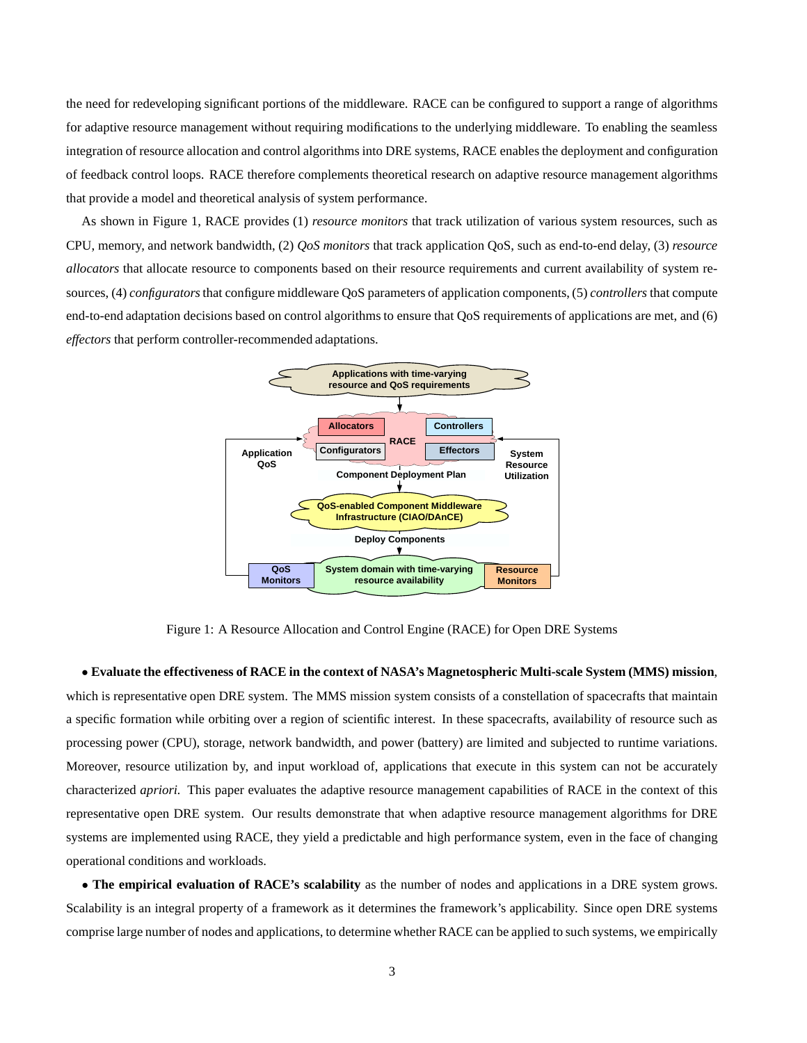the need for redeveloping significant portions of the middleware. RACE can be configured to support a range of algorithms for adaptive resource management without requiring modifications to the underlying middleware. To enabling the seamless integration of resource allocation and control algorithms into DRE systems, RACE enables the deployment and configuration of feedback control loops. RACE therefore complements theoretical research on adaptive resource management algorithms that provide a model and theoretical analysis of system performance.

As shown in Figure 1, RACE provides (1) *resource monitors* that track utilization of various system resources, such as CPU, memory, and network bandwidth, (2) *QoS monitors* that track application QoS, such as end-to-end delay, (3) *resource allocators* that allocate resource to components based on their resource requirements and current availability of system resources, (4) *configurators* that configure middleware QoS parameters of application components, (5) *controllers* that compute end-to-end adaptation decisions based on control algorithms to ensure that QoS requirements of applications are met, and (6) *effectors* that perform controller-recommended adaptations.

Figure 1: A Resource Allocation and Control Engine (RACE) for Open DRE Systems

• **Evaluate the effectiveness of RACE in the context of NASA's Magnetospheric Multi-scale System (MMS) mission**, which is representative open DRE system. The MMS mission system consists of a constellation of spacecrafts that maintain a specific formation while orbiting over a region of scientific interest. In these spacecrafts, availability of resource such as processing power (CPU), storage, network bandwidth, and power (battery) are limited and subjected to runtime variations. Moreover, resource utilization by, and input workload of, applications that execute in this system can not be accurately characterized *apriori.* This paper evaluates the adaptive resource management capabilities of RACE in the context of this representative open DRE system. Our results demonstrate that when adaptive resource management algorithms for DRE systems are implemented using RACE, they yield a predictable and high performance system, even in the face of changing operational conditions and workloads.

• **The empirical evaluation of RACE's scalability** as the number of nodes and applications in a DRE system grows. Scalability is an integral property of a framework as it determines the framework's applicability. Since open DRE systems comprise large number of nodes and applications, to determine whether RACE can be applied to such systems, we empirically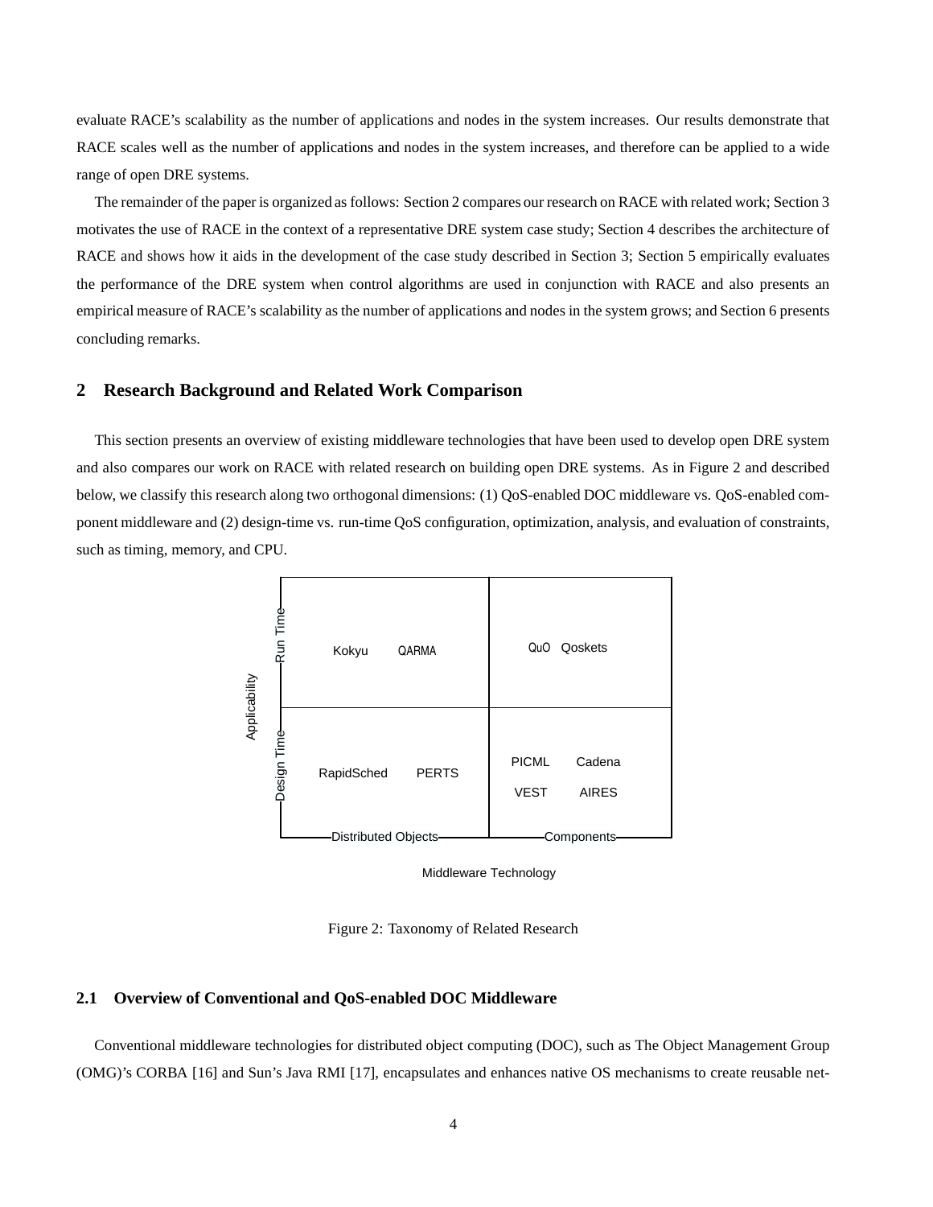evaluate RACE's scalability as the number of applications and nodes in the system increases. Our results demonstrate that RACE scales well as the number of applications and nodes in the system increases, and therefore can be applied to a wide range of open DRE systems.

The remainder of the paper is organized as follows: Section 2 compares our research on RACE with related work; Section 3 motivates the use of RACE in the context of a representative DRE system case study; Section 4 describes the architecture of RACE and shows how it aids in the development of the case study described in Section 3; Section 5 empirically evaluates the performance of the DRE system when control algorithms are used in conjunction with RACE and also presents an empirical measure of RACE's scalability as the number of applications and nodes in the system grows; and Section 6 presents concluding remarks.

## 2 Research Background and Related Work Comparison

This section presents an overview of existing middleware technologies that have been used to develop open DRE system and also compares our work on RACE with related research on building open DRE systems. As in Figure 2 and described below, we classify this research along two orthogonal dimensions: (1) QoS-enabled DOC middleware vs. QoS-enabled component middleware and (2) design-time vs. run-time QoS configuration, optimization, analysis, and evaluation of constraints, such as timing, memory, and CPU.

| Applicability \ Middleware Technology | Distributed Objects | Components |
| --- | --- | --- |
| Run Time | Kokyu, QARMA | QuO, Qoskets |
| Design Time | RapidSched, PERTS | PICML, Cadena, VEST, AIRES |

Figure 2: Taxonomy of Related Research

### 2.1 Overview of Conventional and QoS-enabled DOC Middleware

Conventional middleware technologies for distributed object computing (DOC), such as The Object Management Group (OMG)'s CORBA [16] and Sun's Java RMI [17], encapsulates and enhances native OS mechanisms to create reusable net-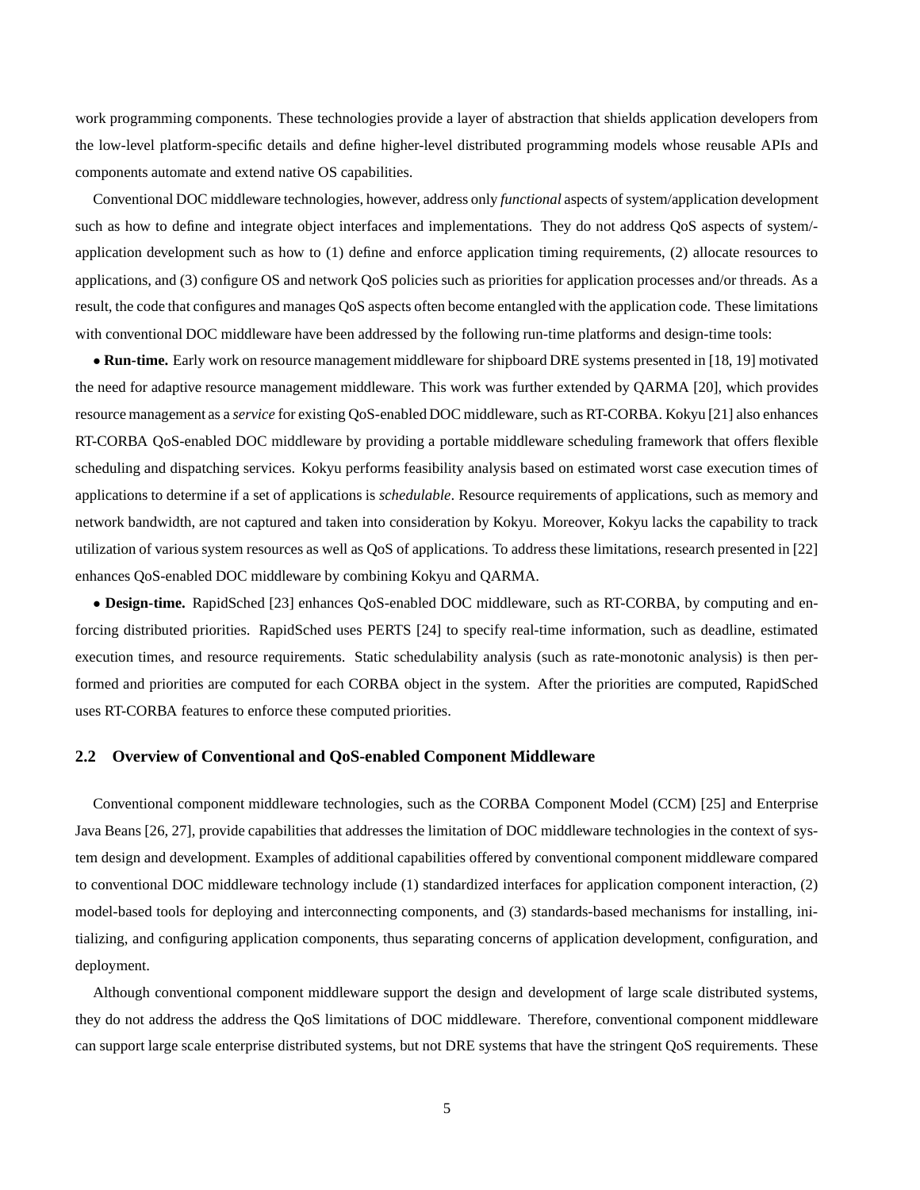work programming components. These technologies provide a layer of abstraction that shields application developers from the low-level platform-specific details and define higher-level distributed programming models whose reusable APIs and components automate and extend native OS capabilities.

Conventional DOC middleware technologies, however, address only *functional* aspects of system/application development such as how to define and integrate object interfaces and implementations. They do not address QoS aspects of system/-application development such as how to (1) define and enforce application timing requirements, (2) allocate resources to applications, and (3) configure OS and network QoS policies such as priorities for application processes and/or threads. As a result, the code that configures and manages QoS aspects often become entangled with the application code. These limitations with conventional DOC middleware have been addressed by the following run-time platforms and design-time tools:

• **Run-time.** Early work on resource management middleware for shipboard DRE systems presented in [18, 19] motivated the need for adaptive resource management middleware. This work was further extended by QARMA [20], which provides resource management as a *service* for existing QoS-enabled DOC middleware, such as RT-CORBA. Kokyu [21] also enhances RT-CORBA QoS-enabled DOC middleware by providing a portable middleware scheduling framework that offers flexible scheduling and dispatching services. Kokyu performs feasibility analysis based on estimated worst case execution times of applications to determine if a set of applications is *schedulable*. Resource requirements of applications, such as memory and network bandwidth, are not captured and taken into consideration by Kokyu. Moreover, Kokyu lacks the capability to track utilization of various system resources as well as QoS of applications. To address these limitations, research presented in [22] enhances QoS-enabled DOC middleware by combining Kokyu and QARMA.

• **Design-time.** RapidSched [23] enhances QoS-enabled DOC middleware, such as RT-CORBA, by computing and enforcing distributed priorities. RapidSched uses PERTS [24] to specify real-time information, such as deadline, estimated execution times, and resource requirements. Static schedulability analysis (such as rate-monotonic analysis) is then performed and priorities are computed for each CORBA object in the system. After the priorities are computed, RapidSched uses RT-CORBA features to enforce these computed priorities.

### 2.2 Overview of Conventional and QoS-enabled Component Middleware

Conventional component middleware technologies, such as the CORBA Component Model (CCM) [25] and Enterprise Java Beans [26, 27], provide capabilities that addresses the limitation of DOC middleware technologies in the context of system design and development. Examples of additional capabilities offered by conventional component middleware compared to conventional DOC middleware technology include (1) standardized interfaces for application component interaction, (2) model-based tools for deploying and interconnecting components, and (3) standards-based mechanisms for installing, initializing, and configuring application components, thus separating concerns of application development, configuration, and deployment.

Although conventional component middleware support the design and development of large scale distributed systems, they do not address the address the QoS limitations of DOC middleware. Therefore, conventional component middleware can support large scale enterprise distributed systems, but not DRE systems that have the stringent QoS requirements. These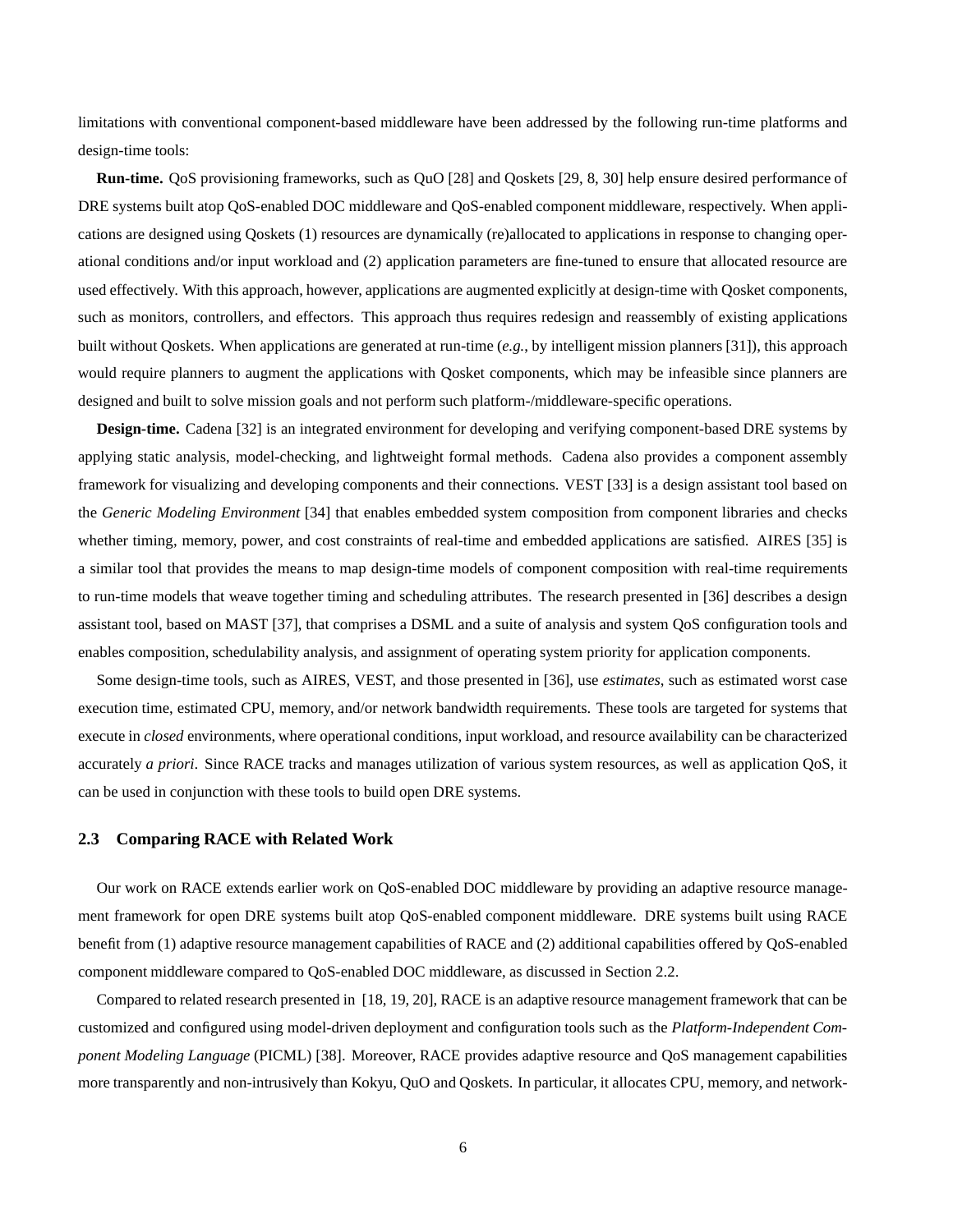limitations with conventional component-based middleware have been addressed by the following run-time platforms and design-time tools:

**Run-time.** QoS provisioning frameworks, such as QuO [28] and Qoskets [29, 8, 30] help ensure desired performance of DRE systems built atop QoS-enabled DOC middleware and QoS-enabled component middleware, respectively. When applications are designed using Qoskets (1) resources are dynamically (re)allocated to applications in response to changing operational conditions and/or input workload and (2) application parameters are fine-tuned to ensure that allocated resource are used effectively. With this approach, however, applications are augmented explicitly at design-time with Qosket components, such as monitors, controllers, and effectors. This approach thus requires redesign and reassembly of existing applications built without Qoskets. When applications are generated at run-time (*e.g.*, by intelligent mission planners [31]), this approach would require planners to augment the applications with Qosket components, which may be infeasible since planners are designed and built to solve mission goals and not perform such platform-/middleware-specific operations.

**Design-time.** Cadena [32] is an integrated environment for developing and verifying component-based DRE systems by applying static analysis, model-checking, and lightweight formal methods. Cadena also provides a component assembly framework for visualizing and developing components and their connections. VEST [33] is a design assistant tool based on the *Generic Modeling Environment* [34] that enables embedded system composition from component libraries and checks whether timing, memory, power, and cost constraints of real-time and embedded applications are satisfied. AIRES [35] is a similar tool that provides the means to map design-time models of component composition with real-time requirements to run-time models that weave together timing and scheduling attributes. The research presented in [36] describes a design assistant tool, based on MAST [37], that comprises a DSML and a suite of analysis and system QoS configuration tools and enables composition, schedulability analysis, and assignment of operating system priority for application components.

Some design-time tools, such as AIRES, VEST, and those presented in [36], use *estimates*, such as estimated worst case execution time, estimated CPU, memory, and/or network bandwidth requirements. These tools are targeted for systems that execute in *closed* environments, where operational conditions, input workload, and resource availability can be characterized accurately *a priori*. Since RACE tracks and manages utilization of various system resources, as well as application QoS, it can be used in conjunction with these tools to build open DRE systems.

### 2.3 Comparing RACE with Related Work

Our work on RACE extends earlier work on QoS-enabled DOC middleware by providing an adaptive resource management framework for open DRE systems built atop QoS-enabled component middleware. DRE systems built using RACE benefit from (1) adaptive resource management capabilities of RACE and (2) additional capabilities offered by QoS-enabled component middleware compared to QoS-enabled DOC middleware, as discussed in Section 2.2.

Compared to related research presented in [18, 19, 20], RACE is an adaptive resource management framework that can be customized and configured using model-driven deployment and configuration tools such as the *Platform-Independent Component Modeling Language* (PICML) [38]. Moreover, RACE provides adaptive resource and QoS management capabilities more transparently and non-intrusively than Kokyu, QuO and Qoskets. In particular, it allocates CPU, memory, and network-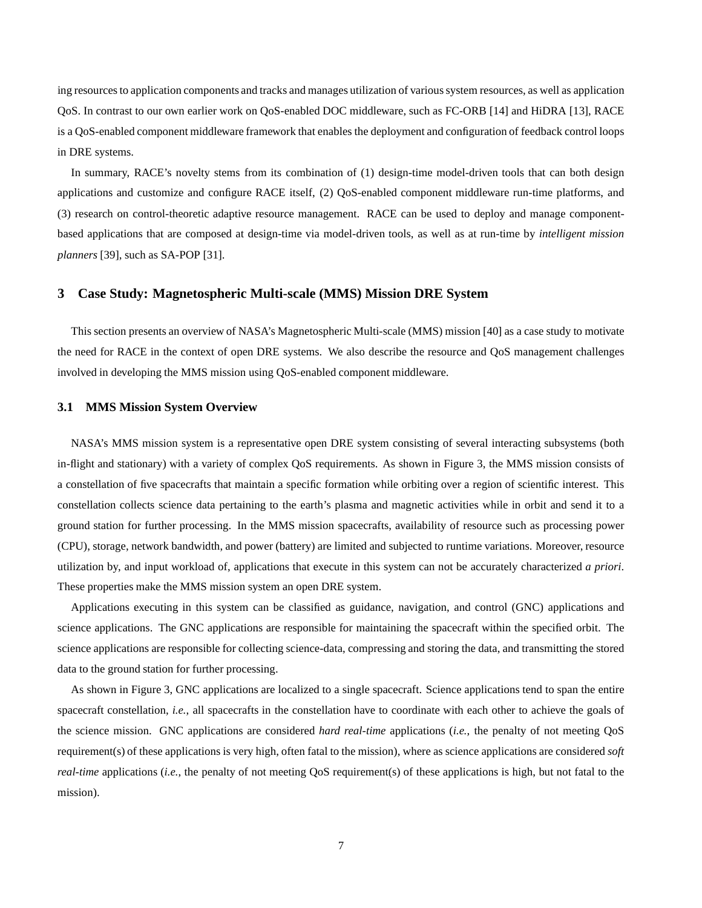ing resources to application components and tracks and manages utilization of various system resources, as well as application QoS. In contrast to our own earlier work on QoS-enabled DOC middleware, such as FC-ORB [14] and HiDRA [13], RACE is a QoS-enabled component middleware framework that enables the deployment and configuration of feedback control loops in DRE systems.

In summary, RACE's novelty stems from its combination of (1) design-time model-driven tools that can both design applications and customize and configure RACE itself, (2) QoS-enabled component middleware run-time platforms, and (3) research on control-theoretic adaptive resource management. RACE can be used to deploy and manage component-based applications that are composed at design-time via model-driven tools, as well as at run-time by *intelligent mission planners* [39], such as SA-POP [31].

# 3 Case Study: Magnetospheric Multi-scale (MMS) Mission DRE System

This section presents an overview of NASA's Magnetospheric Multi-scale (MMS) mission [40] as a case study to motivate the need for RACE in the context of open DRE systems. We also describe the resource and QoS management challenges involved in developing the MMS mission using QoS-enabled component middleware.

## 3.1 MMS Mission System Overview

NASA's MMS mission system is a representative open DRE system consisting of several interacting subsystems (both in-flight and stationary) with a variety of complex QoS requirements. As shown in Figure 3, the MMS mission consists of a constellation of five spacecrafts that maintain a specific formation while orbiting over a region of scientific interest. This constellation collects science data pertaining to the earth's plasma and magnetic activities while in orbit and send it to a ground station for further processing. In the MMS mission spacecrafts, availability of resource such as processing power (CPU), storage, network bandwidth, and power (battery) are limited and subjected to runtime variations. Moreover, resource utilization by, and input workload of, applications that execute in this system can not be accurately characterized *a priori*. These properties make the MMS mission system an open DRE system.

Applications executing in this system can be classified as guidance, navigation, and control (GNC) applications and science applications. The GNC applications are responsible for maintaining the spacecraft within the specified orbit. The science applications are responsible for collecting science-data, compressing and storing the data, and transmitting the stored data to the ground station for further processing.

As shown in Figure 3, GNC applications are localized to a single spacecraft. Science applications tend to span the entire spacecraft constellation, *i.e.*, all spacecrafts in the constellation have to coordinate with each other to achieve the goals of the science mission. GNC applications are considered *hard real-time* applications (*i.e.*, the penalty of not meeting QoS requirement(s) of these applications is very high, often fatal to the mission), where as science applications are considered *soft real-time* applications (*i.e.*, the penalty of not meeting QoS requirement(s) of these applications is high, but not fatal to the mission).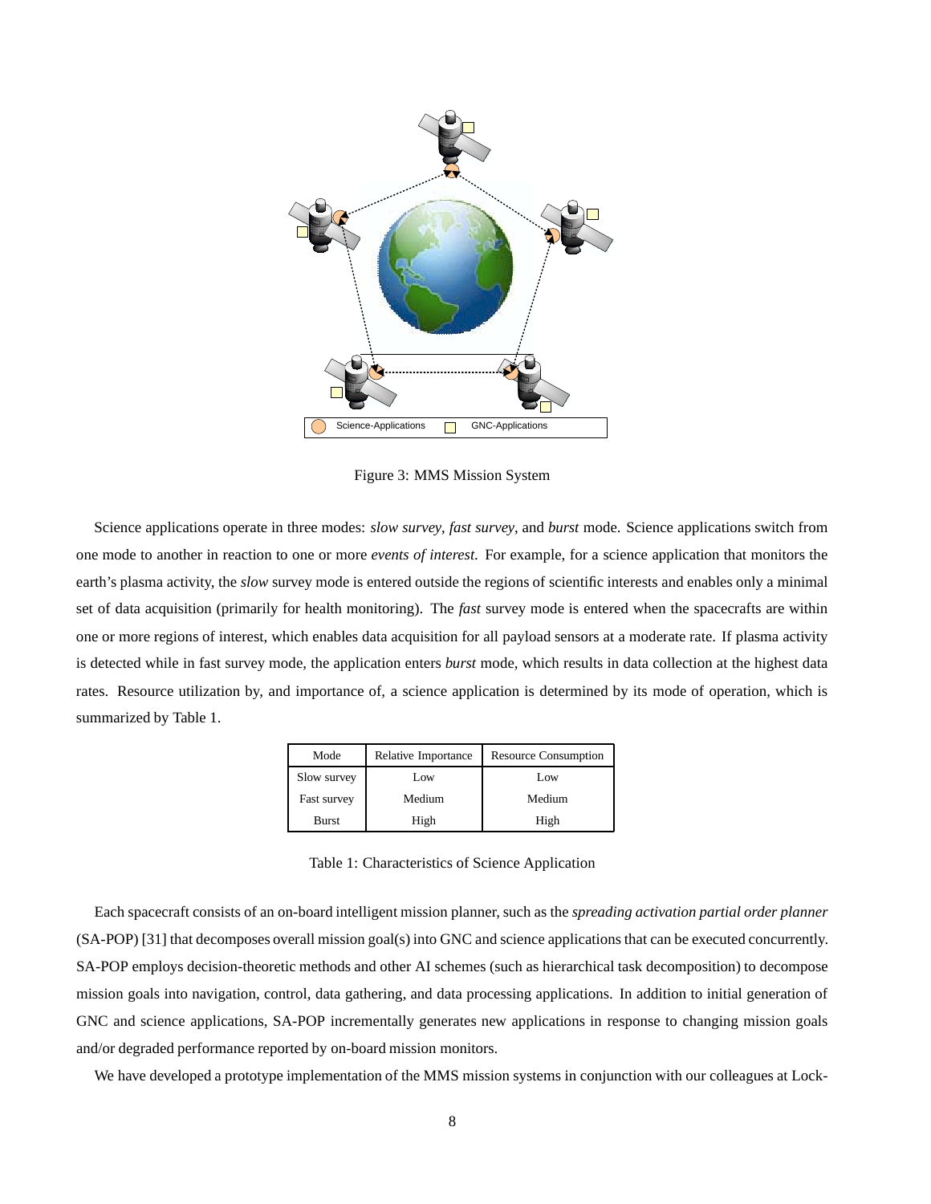Figure 3: MMS Mission System

Science applications operate in three modes: *slow survey*, *fast survey*, and *burst* mode. Science applications switch from one mode to another in reaction to one or more *events of interest*. For example, for a science application that monitors the earth's plasma activity, the *slow* survey mode is entered outside the regions of scientific interests and enables only a minimal set of data acquisition (primarily for health monitoring). The *fast* survey mode is entered when the spacecrafts are within one or more regions of interest, which enables data acquisition for all payload sensors at a moderate rate. If plasma activity is detected while in fast survey mode, the application enters *burst* mode, which results in data collection at the highest data rates. Resource utilization by, and importance of, a science application is determined by its mode of operation, which is summarized by Table 1.

| Mode | Relative Importance | Resource Consumption |
|---|---|---|
| Slow survey | Low | Low |
| Fast survey | Medium | Medium |
| Burst | High | High |

Table 1: Characteristics of Science Application

Each spacecraft consists of an on-board intelligent mission planner, such as the *spreading activation partial order planner* (SA-POP) [31] that decomposes overall mission goal(s) into GNC and science applications that can be executed concurrently. SA-POP employs decision-theoretic methods and other AI schemes (such as hierarchical task decomposition) to decompose mission goals into navigation, control, data gathering, and data processing applications. In addition to initial generation of GNC and science applications, SA-POP incrementally generates new applications in response to changing mission goals and/or degraded performance reported by on-board mission monitors.

We have developed a prototype implementation of the MMS mission systems in conjunction with our colleagues at Lock-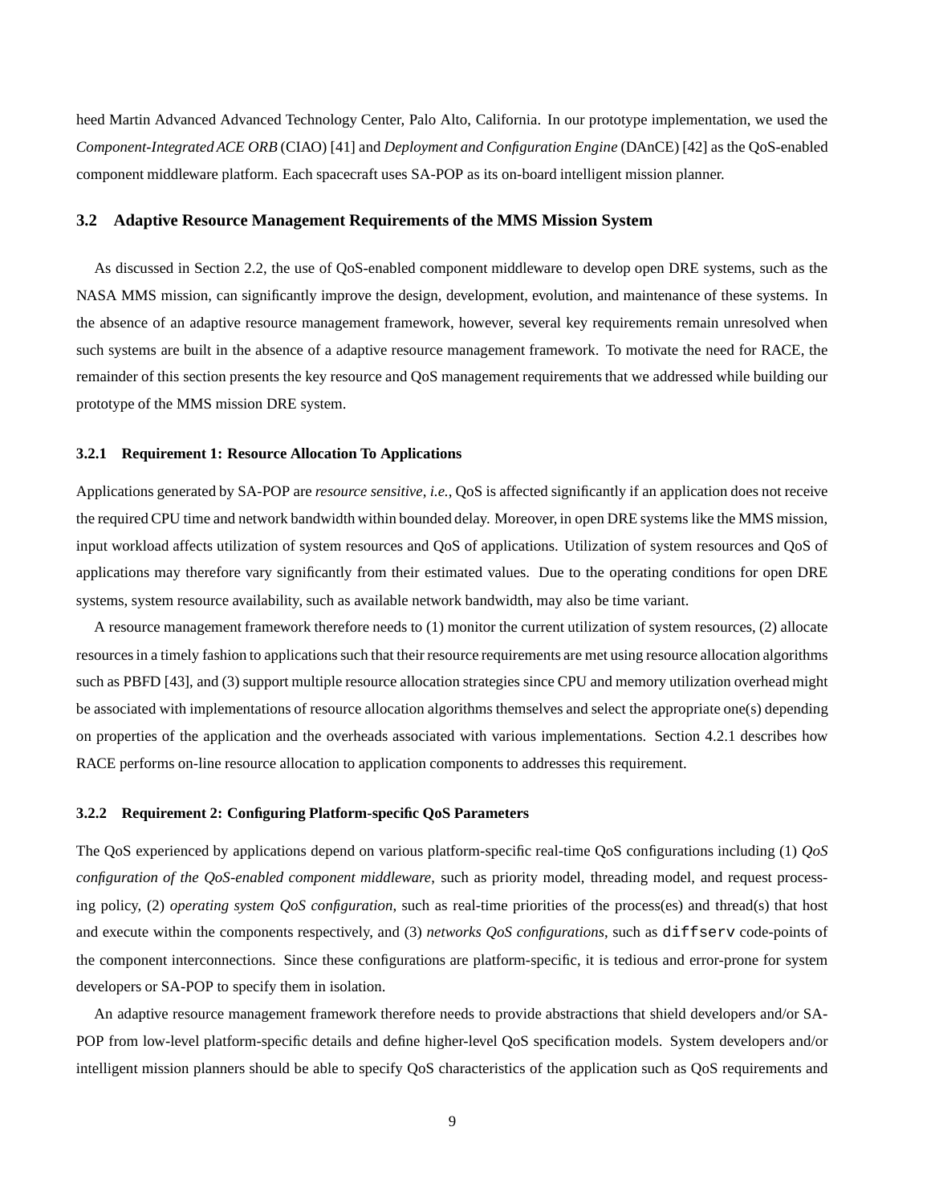heed Martin Advanced Advanced Technology Center, Palo Alto, California. In our prototype implementation, we used the *Component-Integrated ACE ORB* (CIAO) [41] and *Deployment and Configuration Engine* (DAnCE) [42] as the QoS-enabled component middleware platform. Each spacecraft uses SA-POP as its on-board intelligent mission planner.

## 3.2 Adaptive Resource Management Requirements of the MMS Mission System

As discussed in Section 2.2, the use of QoS-enabled component middleware to develop open DRE systems, such as the NASA MMS mission, can significantly improve the design, development, evolution, and maintenance of these systems. In the absence of an adaptive resource management framework, however, several key requirements remain unresolved when such systems are built in the absence of a adaptive resource management framework. To motivate the need for RACE, the remainder of this section presents the key resource and QoS management requirements that we addressed while building our prototype of the MMS mission DRE system.

### 3.2.1 Requirement 1: Resource Allocation To Applications

Applications generated by SA-POP are *resource sensitive*, *i.e.*, QoS is affected significantly if an application does not receive the required CPU time and network bandwidth within bounded delay. Moreover, in open DRE systems like the MMS mission, input workload affects utilization of system resources and QoS of applications. Utilization of system resources and QoS of applications may therefore vary significantly from their estimated values. Due to the operating conditions for open DRE systems, system resource availability, such as available network bandwidth, may also be time variant.

A resource management framework therefore needs to (1) monitor the current utilization of system resources, (2) allocate resources in a timely fashion to applications such that their resource requirements are met using resource allocation algorithms such as PBFD [43], and (3) support multiple resource allocation strategies since CPU and memory utilization overhead might be associated with implementations of resource allocation algorithms themselves and select the appropriate one(s) depending on properties of the application and the overheads associated with various implementations. Section 4.2.1 describes how RACE performs on-line resource allocation to application components to addresses this requirement.

### 3.2.2 Requirement 2: Configuring Platform-specific QoS Parameters

The QoS experienced by applications depend on various platform-specific real-time QoS configurations including (1) *QoS configuration of the QoS-enabled component middleware*, such as priority model, threading model, and request processing policy, (2) *operating system QoS configuration*, such as real-time priorities of the process(es) and thread(s) that host and execute within the components respectively, and (3) *networks QoS configurations*, such as `diffserv` code-points of the component interconnections. Since these configurations are platform-specific, it is tedious and error-prone for system developers or SA-POP to specify them in isolation.

An adaptive resource management framework therefore needs to provide abstractions that shield developers and/or SA-POP from low-level platform-specific details and define higher-level QoS specification models. System developers and/or intelligent mission planners should be able to specify QoS characteristics of the application such as QoS requirements and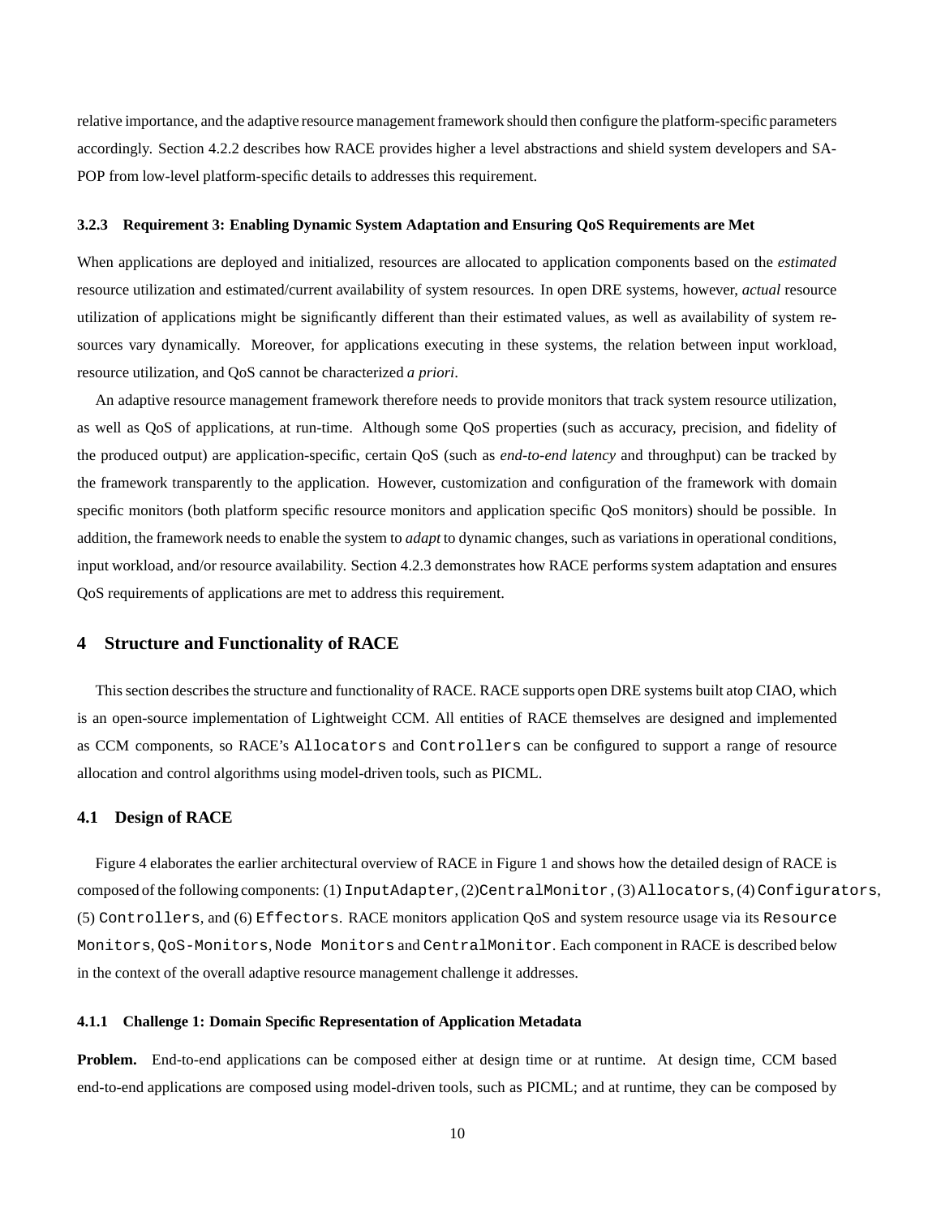relative importance, and the adaptive resource management framework should then configure the platform-specific parameters accordingly. Section 4.2.2 describes how RACE provides higher a level abstractions and shield system developers and SA-POP from low-level platform-specific details to addresses this requirement.

#### 3.2.3 Requirement 3: Enabling Dynamic System Adaptation and Ensuring QoS Requirements are Met

When applications are deployed and initialized, resources are allocated to application components based on the *estimated* resource utilization and estimated/current availability of system resources. In open DRE systems, however, *actual* resource utilization of applications might be significantly different than their estimated values, as well as availability of system resources vary dynamically. Moreover, for applications executing in these systems, the relation between input workload, resource utilization, and QoS cannot be characterized *a priori*.

An adaptive resource management framework therefore needs to provide monitors that track system resource utilization, as well as QoS of applications, at run-time. Although some QoS properties (such as accuracy, precision, and fidelity of the produced output) are application-specific, certain QoS (such as *end-to-end latency* and throughput) can be tracked by the framework transparently to the application. However, customization and configuration of the framework with domain specific monitors (both platform specific resource monitors and application specific QoS monitors) should be possible. In addition, the framework needs to enable the system to *adapt* to dynamic changes, such as variations in operational conditions, input workload, and/or resource availability. Section 4.2.3 demonstrates how RACE performs system adaptation and ensures QoS requirements of applications are met to address this requirement.

## 4 Structure and Functionality of RACE

This section describes the structure and functionality of RACE. RACE supports open DRE systems built atop CIAO, which is an open-source implementation of Lightweight CCM. All entities of RACE themselves are designed and implemented as CCM components, so RACE's `Allocators` and `Controllers` can be configured to support a range of resource allocation and control algorithms using model-driven tools, such as PICML.

### 4.1 Design of RACE

Figure 4 elaborates the earlier architectural overview of RACE in Figure 1 and shows how the detailed design of RACE is composed of the following components: (1) `InputAdapter`, (2)`CentralMonitor`, (3) `Allocators`, (4) `Configurators`, (5) `Controllers`, and (6) `Effectors`. RACE monitors application QoS and system resource usage via its `Resource Monitors`, `QoS-Monitors`, `Node Monitors` and `CentralMonitor`. Each component in RACE is described below in the context of the overall adaptive resource management challenge it addresses.

#### 4.1.1 Challenge 1: Domain Specific Representation of Application Metadata

**Problem.** End-to-end applications can be composed either at design time or at runtime. At design time, CCM based end-to-end applications are composed using model-driven tools, such as PICML; and at runtime, they can be composed by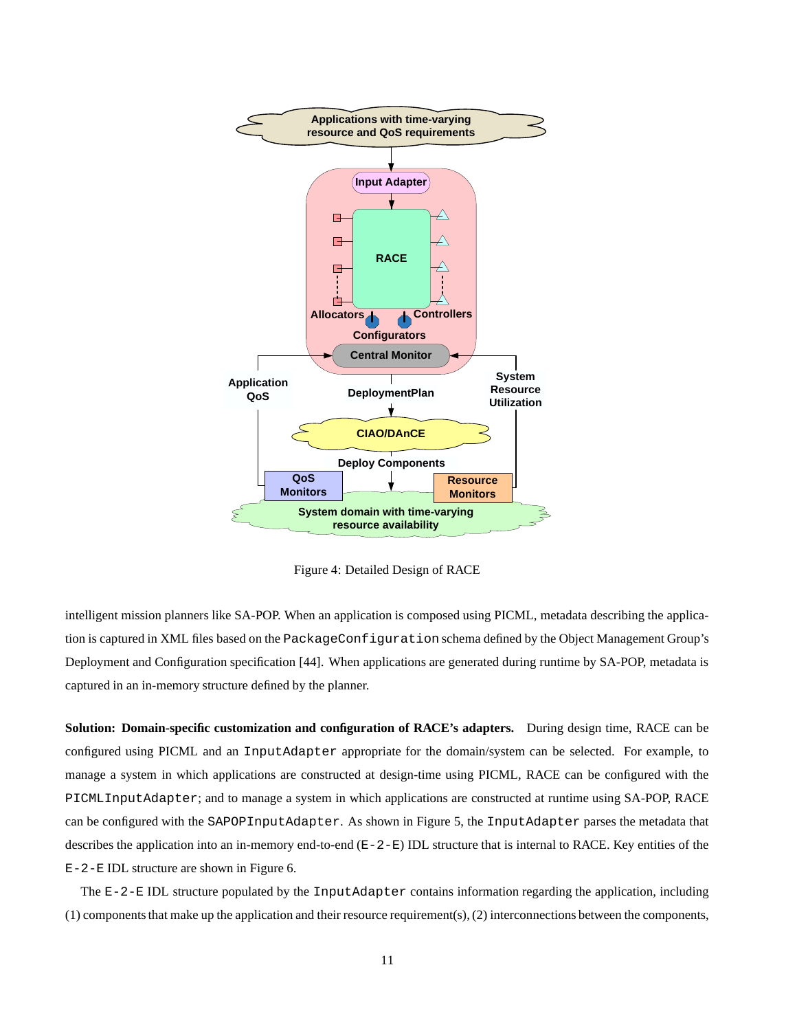Figure 4: Detailed Design of RACE

intelligent mission planners like SA-POP. When an application is composed using PICML, metadata describing the application is captured in XML files based on the `PackageConfiguration` schema defined by the Object Management Group's Deployment and Configuration specification [44]. When applications are generated during runtime by SA-POP, metadata is captured in an in-memory structure defined by the planner.

**Solution: Domain-specific customization and configuration of RACE's adapters.** During design time, RACE can be configured using PICML and an `InputAdapter` appropriate for the domain/system can be selected. For example, to manage a system in which applications are constructed at design-time using PICML, RACE can be configured with the `PICMLInputAdapter`; and to manage a system in which applications are constructed at runtime using SA-POP, RACE can be configured with the `SAPOPInputAdapter`. As shown in Figure 5, the `InputAdapter` parses the metadata that describes the application into an in-memory end-to-end (`E-2-E`) IDL structure that is internal to RACE. Key entities of the `E-2-E` IDL structure are shown in Figure 6.

The `E-2-E` IDL structure populated by the `InputAdapter` contains information regarding the application, including (1) components that make up the application and their resource requirement(s), (2) interconnections between the components,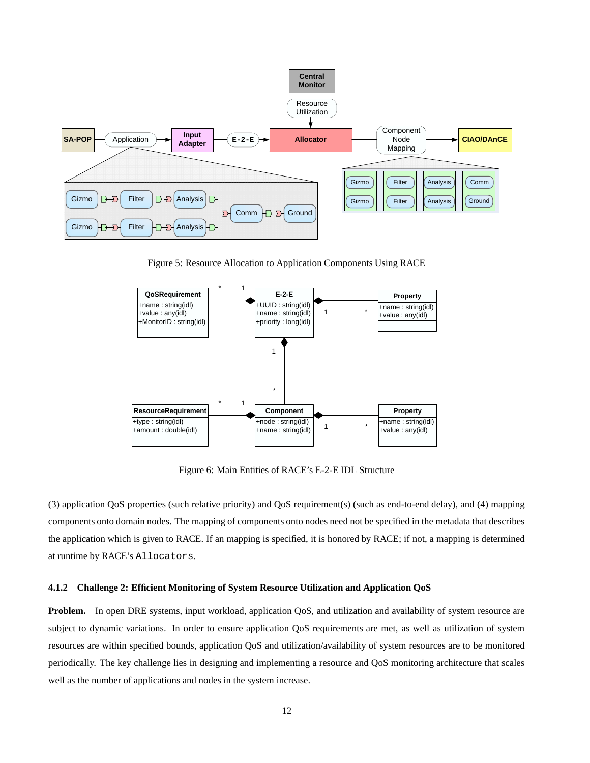Figure 5: Resource Allocation to Application Components Using RACE

Figure 6: Main Entities of RACE's E-2-E IDL Structure

(3) application QoS properties (such relative priority) and QoS requirement(s) (such as end-to-end delay), and (4) mapping components onto domain nodes. The mapping of components onto nodes need not be specified in the metadata that describes the application which is given to RACE. If an mapping is specified, it is honored by RACE; if not, a mapping is determined at runtime by RACE's `Allocators`.

#### 4.1.2 Challenge 2: Efficient Monitoring of System Resource Utilization and Application QoS

**Problem.** In open DRE systems, input workload, application QoS, and utilization and availability of system resource are subject to dynamic variations. In order to ensure application QoS requirements are met, as well as utilization of system resources are within specified bounds, application QoS and utilization/availability of system resources are to be monitored periodically. The key challenge lies in designing and implementing a resource and QoS monitoring architecture that scales well as the number of applications and nodes in the system increase.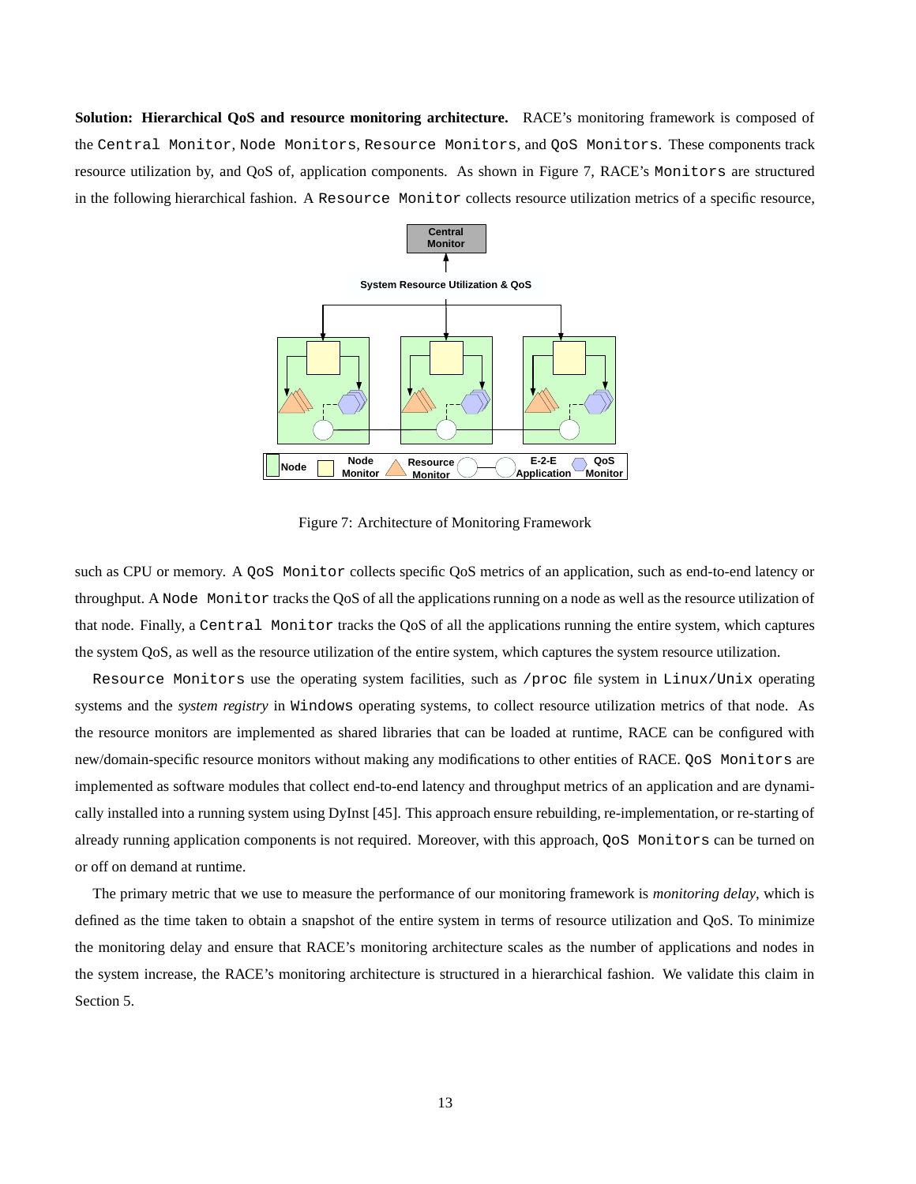**Solution: Hierarchical QoS and resource monitoring architecture.** RACE's monitoring framework is composed of the `Central Monitor`, `Node Monitors`, `Resource Monitors`, and `QoS Monitors`. These components track resource utilization by, and QoS of, application components. As shown in Figure 7, RACE's `Monitors` are structured in the following hierarchical fashion. A `Resource Monitor` collects resource utilization metrics of a specific resource, such as CPU or memory. A `QoS Monitor` collects specific QoS metrics of an application, such as end-to-end latency or throughput. A `Node Monitor` tracks the QoS of all the applications running on a node as well as the resource utilization of that node. Finally, a `Central Monitor` tracks the QoS of all the applications running the entire system, which captures the system QoS, as well as the resource utilization of the entire system, which captures the system resource utilization.

Figure 7: Architecture of Monitoring Framework

`Resource Monitors` use the operating system facilities, such as `/proc` file system in `Linux/Unix` operating systems and the *system registry* in `Windows` operating systems, to collect resource utilization metrics of that node. As the resource monitors are implemented as shared libraries that can be loaded at runtime, RACE can be configured with new/domain-specific resource monitors without making any modifications to other entities of RACE. `QoS Monitors` are implemented as software modules that collect end-to-end latency and throughput metrics of an application and are dynamically installed into a running system using DyInst [45]. This approach ensure rebuilding, re-implementation, or re-starting of already running application components is not required. Moreover, with this approach, `QoS Monitors` can be turned on or off on demand at runtime.

The primary metric that we use to measure the performance of our monitoring framework is *monitoring delay*, which is defined as the time taken to obtain a snapshot of the entire system in terms of resource utilization and QoS. To minimize the monitoring delay and ensure that RACE's monitoring architecture scales as the number of applications and nodes in the system increase, the RACE's monitoring architecture is structured in a hierarchical fashion. We validate this claim in Section 5.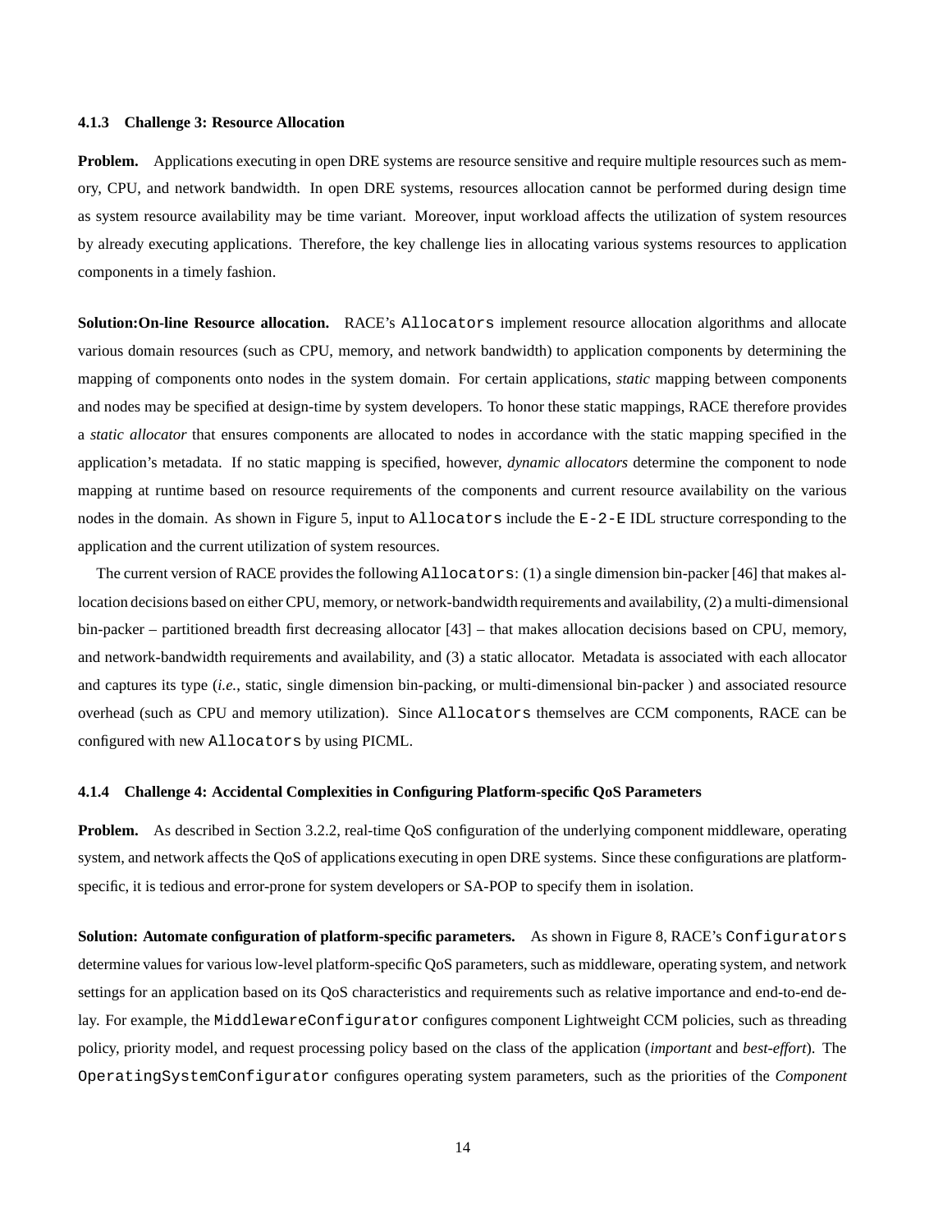#### 4.1.3 Challenge 3: Resource Allocation

**Problem.** Applications executing in open DRE systems are resource sensitive and require multiple resources such as memory, CPU, and network bandwidth. In open DRE systems, resources allocation cannot be performed during design time as system resource availability may be time variant. Moreover, input workload affects the utilization of system resources by already executing applications. Therefore, the key challenge lies in allocating various systems resources to application components in a timely fashion.

**Solution:On-line Resource allocation.** RACE's `Allocators` implement resource allocation algorithms and allocate various domain resources (such as CPU, memory, and network bandwidth) to application components by determining the mapping of components onto nodes in the system domain. For certain applications, *static* mapping between components and nodes may be specified at design-time by system developers. To honor these static mappings, RACE therefore provides a *static allocator* that ensures components are allocated to nodes in accordance with the static mapping specified in the application's metadata. If no static mapping is specified, however, *dynamic allocators* determine the component to node mapping at runtime based on resource requirements of the components and current resource availability on the various nodes in the domain. As shown in Figure 5, input to `Allocators` include the `E-2-E` IDL structure corresponding to the application and the current utilization of system resources.

The current version of RACE provides the following `Allocators`: (1) a single dimension bin-packer [46] that makes allocation decisions based on either CPU, memory, or network-bandwidth requirements and availability, (2) a multi-dimensional bin-packer – partitioned breadth first decreasing allocator [43] – that makes allocation decisions based on CPU, memory, and network-bandwidth requirements and availability, and (3) a static allocator. Metadata is associated with each allocator and captures its type (*i.e.*, static, single dimension bin-packing, or multi-dimensional bin-packer ) and associated resource overhead (such as CPU and memory utilization). Since `Allocators` themselves are CCM components, RACE can be configured with new `Allocators` by using PICML.

#### 4.1.4 Challenge 4: Accidental Complexities in Configuring Platform-specific QoS Parameters

**Problem.** As described in Section 3.2.2, real-time QoS configuration of the underlying component middleware, operating system, and network affects the QoS of applications executing in open DRE systems. Since these configurations are platform-specific, it is tedious and error-prone for system developers or SA-POP to specify them in isolation.

**Solution: Automate configuration of platform-specific parameters.** As shown in Figure 8, RACE's `Configurators` determine values for various low-level platform-specific QoS parameters, such as middleware, operating system, and network settings for an application based on its QoS characteristics and requirements such as relative importance and end-to-end delay. For example, the `MiddlewareConfigurator` configures component Lightweight CCM policies, such as threading policy, priority model, and request processing policy based on the class of the application (*important* and *best-effort*). The `OperatingSystemConfigurator` configures operating system parameters, such as the priorities of the *Component*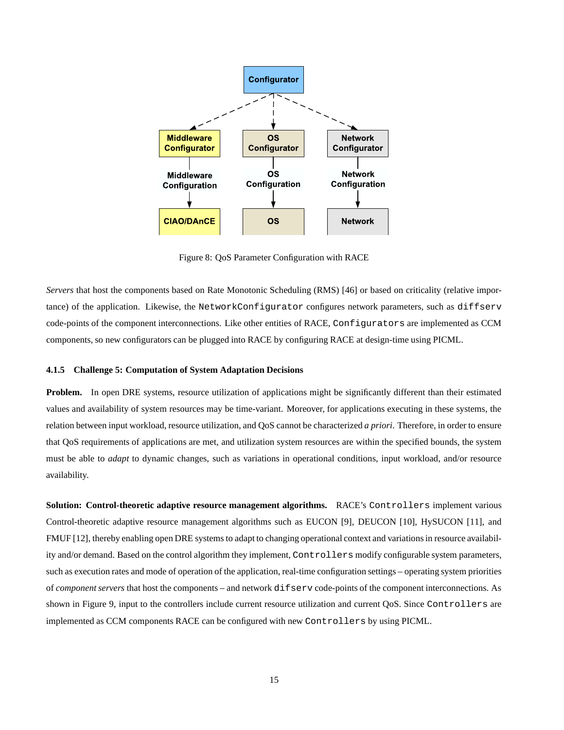Figure 8: QoS Parameter Configuration with RACE

*Servers* that host the components based on Rate Monotonic Scheduling (RMS) [46] or based on criticality (relative importance) of the application. Likewise, the `NetworkConfigurator` configures network parameters, such as `diffserv` code-points of the component interconnections. Like other entities of RACE, `Configurators` are implemented as CCM components, so new configurators can be plugged into RACE by configuring RACE at design-time using PICML.

#### 4.1.5 Challenge 5: Computation of System Adaptation Decisions

**Problem.** In open DRE systems, resource utilization of applications might be significantly different than their estimated values and availability of system resources may be time-variant. Moreover, for applications executing in these systems, the relation between input workload, resource utilization, and QoS cannot be characterized *a priori*. Therefore, in order to ensure that QoS requirements of applications are met, and utilization system resources are within the specified bounds, the system must be able to *adapt* to dynamic changes, such as variations in operational conditions, input workload, and/or resource availability.

**Solution: Control-theoretic adaptive resource management algorithms.** RACE's `Controllers` implement various Control-theoretic adaptive resource management algorithms such as EUCON [9], DEUCON [10], HySUCON [11], and FMUF [12], thereby enabling open DRE systems to adapt to changing operational context and variations in resource availability and/or demand. Based on the control algorithm they implement, `Controllers` modify configurable system parameters, such as execution rates and mode of operation of the application, real-time configuration settings – operating system priorities of *component servers* that host the components – and network `difserv` code-points of the component interconnections. As shown in Figure 9, input to the controllers include current resource utilization and current QoS. Since `Controllers` are implemented as CCM components RACE can be configured with new `Controllers` by using PICML.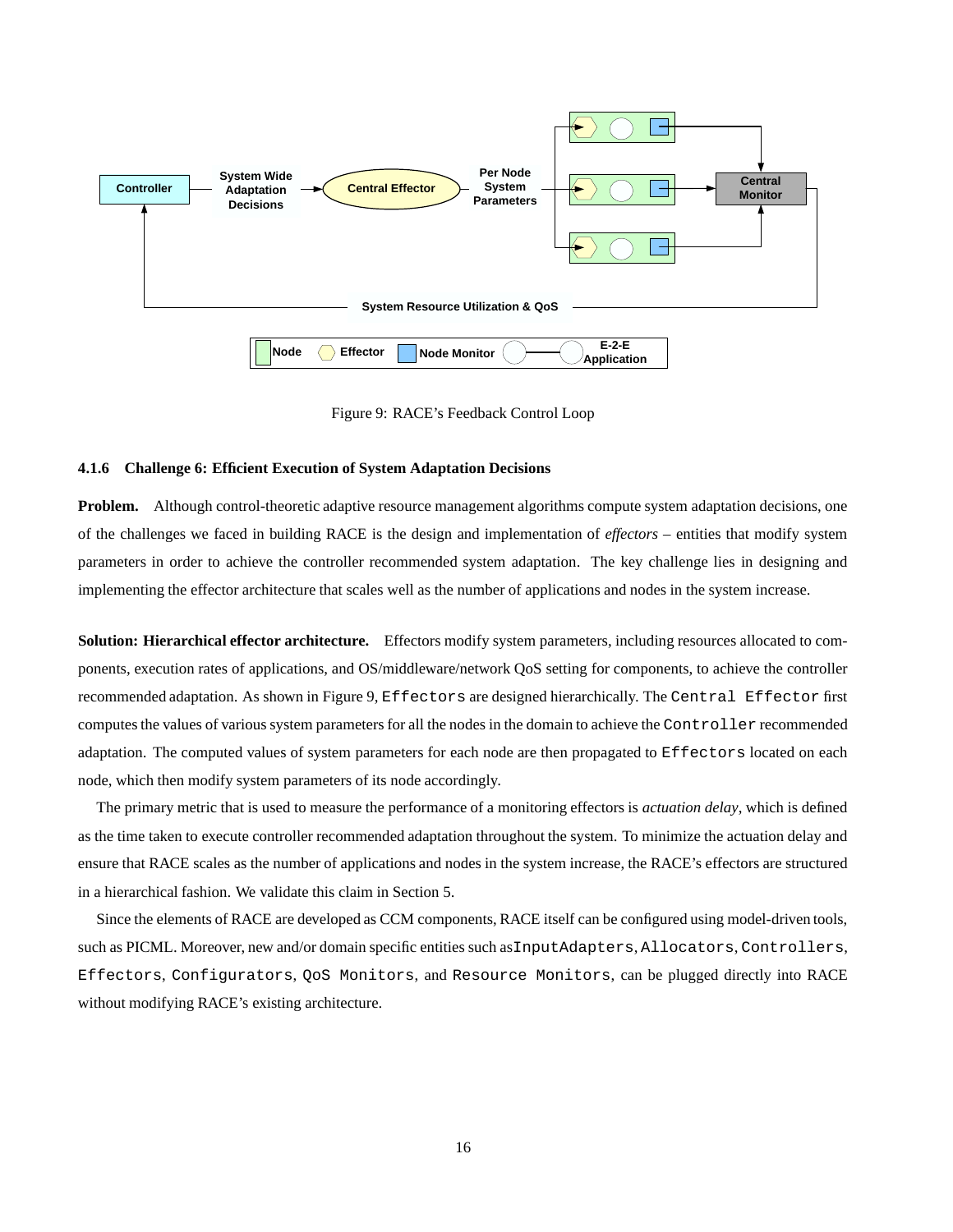Figure 9: RACE's Feedback Control Loop

#### 4.1.6 Challenge 6: Efficient Execution of System Adaptation Decisions

**Problem.** Although control-theoretic adaptive resource management algorithms compute system adaptation decisions, one of the challenges we faced in building RACE is the design and implementation of *effectors* – entities that modify system parameters in order to achieve the controller recommended system adaptation. The key challenge lies in designing and implementing the effector architecture that scales well as the number of applications and nodes in the system increase.

**Solution: Hierarchical effector architecture.** Effectors modify system parameters, including resources allocated to components, execution rates of applications, and OS/middleware/network QoS setting for components, to achieve the controller recommended adaptation. As shown in Figure 9, `Effectors` are designed hierarchically. The `Central Effector` first computes the values of various system parameters for all the nodes in the domain to achieve the `Controller` recommended adaptation. The computed values of system parameters for each node are then propagated to `Effectors` located on each node, which then modify system parameters of its node accordingly.

The primary metric that is used to measure the performance of a monitoring effectors is *actuation delay*, which is defined as the time taken to execute controller recommended adaptation throughout the system. To minimize the actuation delay and ensure that RACE scales as the number of applications and nodes in the system increase, the RACE's effectors are structured in a hierarchical fashion. We validate this claim in Section 5.

Since the elements of RACE are developed as CCM components, RACE itself can be configured using model-driven tools, such as PICML. Moreover, new and/or domain specific entities such as`InputAdapters`, `Allocators`, `Controllers`, `Effectors`, `Configurators`, `QoS Monitors`, and `Resource Monitors`, can be plugged directly into RACE without modifying RACE's existing architecture.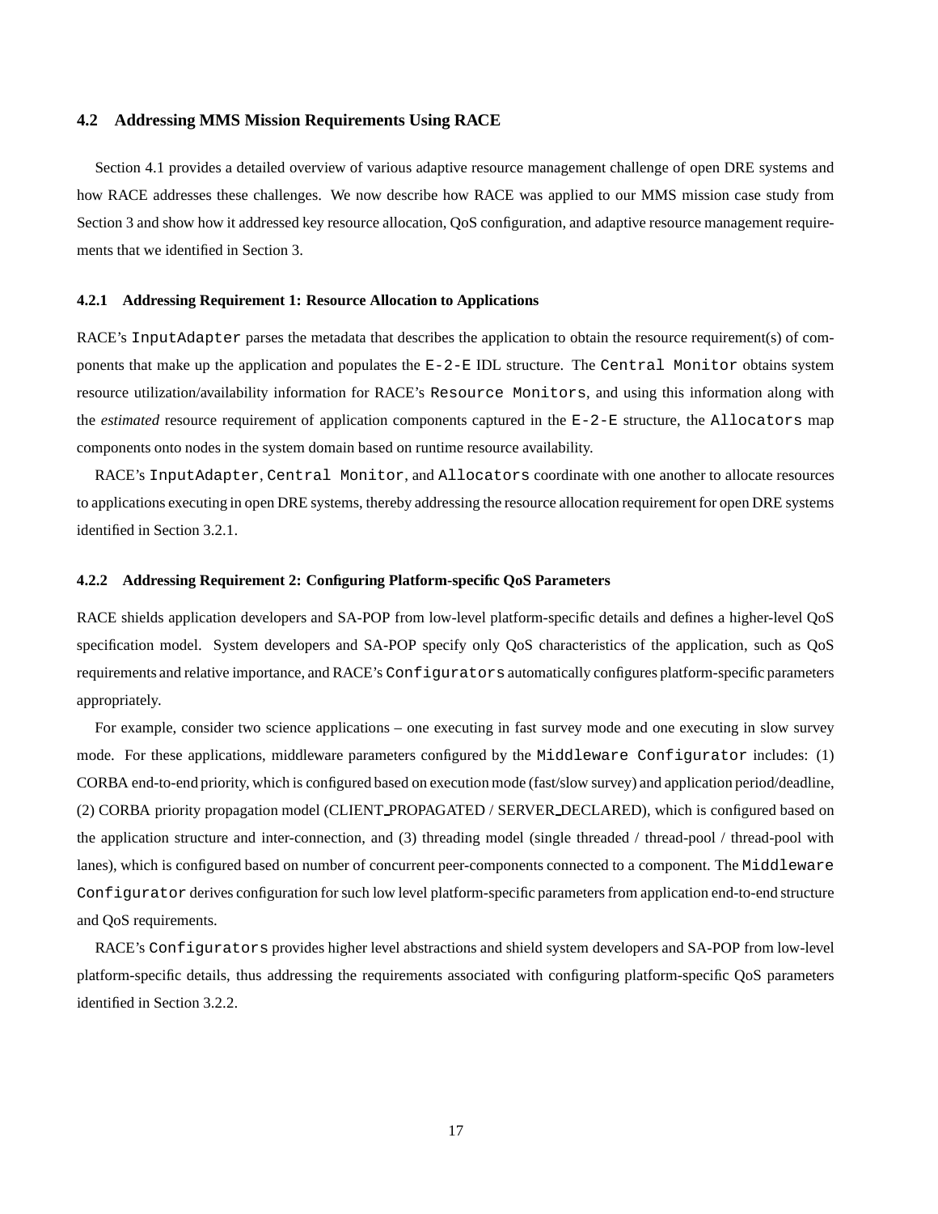### 4.2 Addressing MMS Mission Requirements Using RACE

Section 4.1 provides a detailed overview of various adaptive resource management challenge of open DRE systems and how RACE addresses these challenges. We now describe how RACE was applied to our MMS mission case study from Section 3 and show how it addressed key resource allocation, QoS configuration, and adaptive resource management requirements that we identified in Section 3.

#### 4.2.1 Addressing Requirement 1: Resource Allocation to Applications

RACE's `InputAdapter` parses the metadata that describes the application to obtain the resource requirement(s) of components that make up the application and populates the `E-2-E` IDL structure. The `Central Monitor` obtains system resource utilization/availability information for RACE's `Resource Monitors`, and using this information along with the *estimated* resource requirement of application components captured in the `E-2-E` structure, the `Allocators` map components onto nodes in the system domain based on runtime resource availability.

RACE's `InputAdapter`, `Central Monitor`, and `Allocators` coordinate with one another to allocate resources to applications executing in open DRE systems, thereby addressing the resource allocation requirement for open DRE systems identified in Section 3.2.1.

#### 4.2.2 Addressing Requirement 2: Configuring Platform-specific QoS Parameters

RACE shields application developers and SA-POP from low-level platform-specific details and defines a higher-level QoS specification model. System developers and SA-POP specify only QoS characteristics of the application, such as QoS requirements and relative importance, and RACE's `Configurators` automatically configures platform-specific parameters appropriately.

For example, consider two science applications – one executing in fast survey mode and one executing in slow survey mode. For these applications, middleware parameters configured by the `Middleware Configurator` includes: (1) CORBA end-to-end priority, which is configured based on execution mode (fast/slow survey) and application period/deadline, (2) CORBA priority propagation model (CLIENT_PROPAGATED / SERVER_DECLARED), which is configured based on the application structure and inter-connection, and (3) threading model (single threaded / thread-pool / thread-pool with lanes), which is configured based on number of concurrent peer-components connected to a component. The `Middleware Configurator` derives configuration for such low level platform-specific parameters from application end-to-end structure and QoS requirements.

RACE's `Configurators` provides higher level abstractions and shield system developers and SA-POP from low-level platform-specific details, thus addressing the requirements associated with configuring platform-specific QoS parameters identified in Section 3.2.2.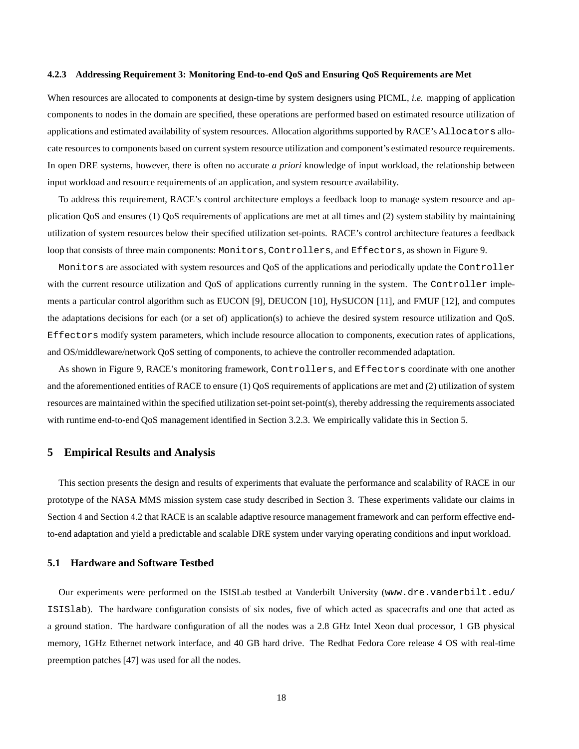#### 4.2.3 Addressing Requirement 3: Monitoring End-to-end QoS and Ensuring QoS Requirements are Met

When resources are allocated to components at design-time by system designers using PICML, *i.e.* mapping of application components to nodes in the domain are specified, these operations are performed based on estimated resource utilization of applications and estimated availability of system resources. Allocation algorithms supported by RACE's `Allocators` allocate resources to components based on current system resource utilization and component's estimated resource requirements. In open DRE systems, however, there is often no accurate *a priori* knowledge of input workload, the relationship between input workload and resource requirements of an application, and system resource availability.

To address this requirement, RACE's control architecture employs a feedback loop to manage system resource and application QoS and ensures (1) QoS requirements of applications are met at all times and (2) system stability by maintaining utilization of system resources below their specified utilization set-points. RACE's control architecture features a feedback loop that consists of three main components: `Monitors`, `Controllers`, and `Effectors`, as shown in Figure 9.

`Monitors` are associated with system resources and QoS of the applications and periodically update the `Controller` with the current resource utilization and QoS of applications currently running in the system. The `Controller` implements a particular control algorithm such as EUCON [9], DEUCON [10], HySUCON [11], and FMUF [12], and computes the adaptations decisions for each (or a set of) application(s) to achieve the desired system resource utilization and QoS. `Effectors` modify system parameters, which include resource allocation to components, execution rates of applications, and OS/middleware/network QoS setting of components, to achieve the controller recommended adaptation.

As shown in Figure 9, RACE's monitoring framework, `Controllers`, and `Effectors` coordinate with one another and the aforementioned entities of RACE to ensure (1) QoS requirements of applications are met and (2) utilization of system resources are maintained within the specified utilization set-point set-point(s), thereby addressing the requirements associated with runtime end-to-end QoS management identified in Section 3.2.3. We empirically validate this in Section 5.

## 5 Empirical Results and Analysis

This section presents the design and results of experiments that evaluate the performance and scalability of RACE in our prototype of the NASA MMS mission system case study described in Section 3. These experiments validate our claims in Section 4 and Section 4.2 that RACE is an scalable adaptive resource management framework and can perform effective end-to-end adaptation and yield a predictable and scalable DRE system under varying operating conditions and input workload.

### 5.1 Hardware and Software Testbed

Our experiments were performed on the ISISLab testbed at Vanderbilt University (`www.dre.vanderbilt.edu/ISISlab`). The hardware configuration consists of six nodes, five of which acted as spacecrafts and one that acted as a ground station. The hardware configuration of all the nodes was a 2.8 GHz Intel Xeon dual processor, 1 GB physical memory, 1GHz Ethernet network interface, and 40 GB hard drive. The Redhat Fedora Core release 4 OS with real-time preemption patches [47] was used for all the nodes.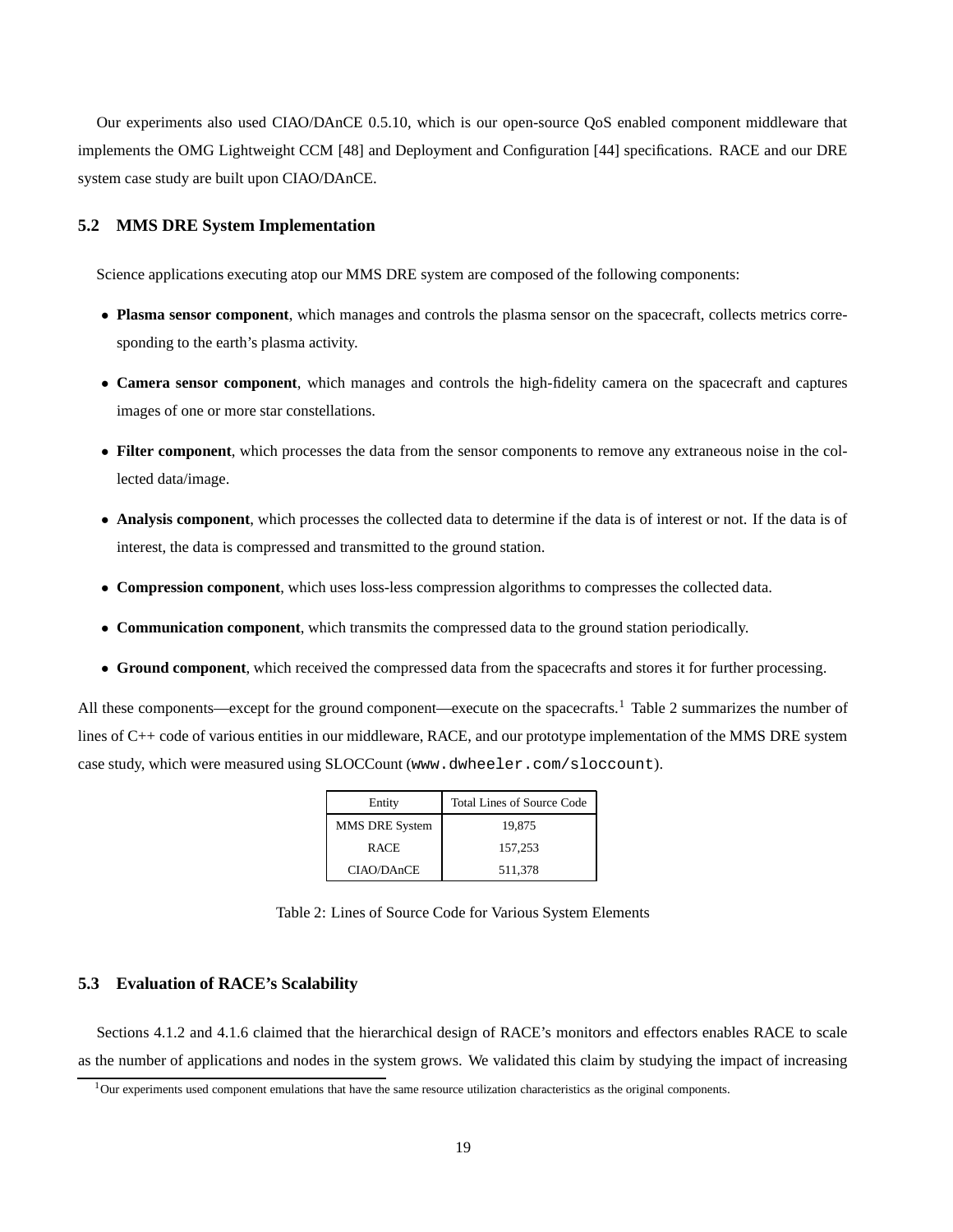Our experiments also used CIAO/DAnCE 0.5.10, which is our open-source QoS enabled component middleware that implements the OMG Lightweight CCM [48] and Deployment and Configuration [44] specifications. RACE and our DRE system case study are built upon CIAO/DAnCE.

### 5.2 MMS DRE System Implementation

Science applications executing atop our MMS DRE system are composed of the following components:

- **Plasma sensor component**, which manages and controls the plasma sensor on the spacecraft, collects metrics corresponding to the earth's plasma activity.
- **Camera sensor component**, which manages and controls the high-fidelity camera on the spacecraft and captures images of one or more star constellations.
- **Filter component**, which processes the data from the sensor components to remove any extraneous noise in the collected data/image.
- **Analysis component**, which processes the collected data to determine if the data is of interest or not. If the data is of interest, the data is compressed and transmitted to the ground station.
- **Compression component**, which uses loss-less compression algorithms to compresses the collected data.
- **Communication component**, which transmits the compressed data to the ground station periodically.
- **Ground component**, which received the compressed data from the spacecrafts and stores it for further processing.

All these components—except for the ground component—execute on the spacecrafts.[1] Table 2 summarizes the number of lines of C++ code of various entities in our middleware, RACE, and our prototype implementation of the MMS DRE system case study, which were measured using SLOCCount (`www.dwheeler.com/sloccount`).

| Entity | Total Lines of Source Code |
|---|---|
| MMS DRE System | 19,875 |
| RACE | 157,253 |
| CIAO/DAnCE | 511,378 |

Table 2: Lines of Source Code for Various System Elements

### 5.3 Evaluation of RACE's Scalability

Sections 4.1.2 and 4.1.6 claimed that the hierarchical design of RACE's monitors and effectors enables RACE to scale as the number of applications and nodes in the system grows. We validated this claim by studying the impact of increasing

[1] Our experiments used component emulations that have the same resource utilization characteristics as the original components.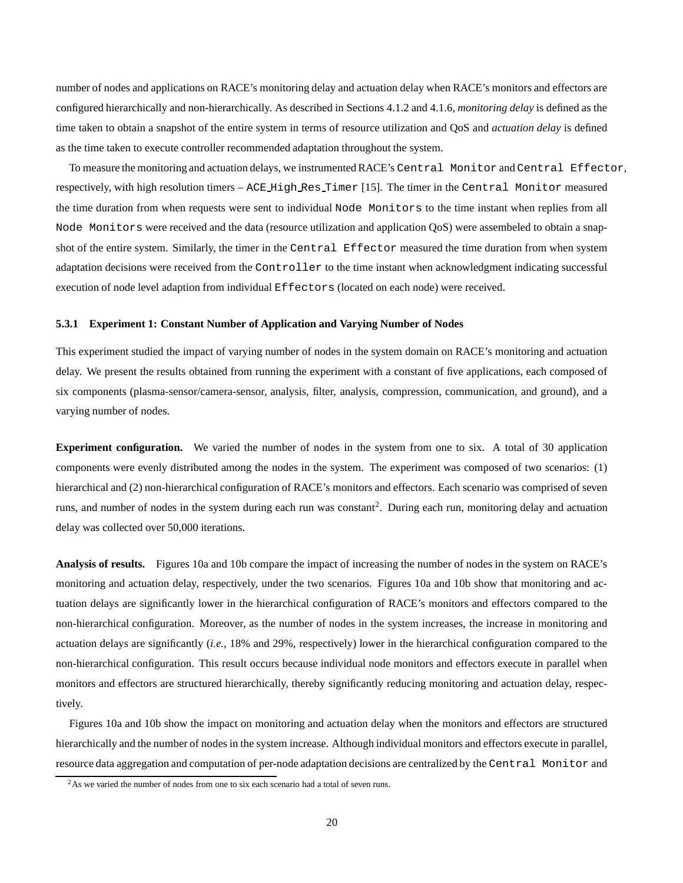number of nodes and applications on RACE's monitoring delay and actuation delay when RACE's monitors and effectors are configured hierarchically and non-hierarchically. As described in Sections 4.1.2 and 4.1.6, *monitoring delay* is defined as the time taken to obtain a snapshot of the entire system in terms of resource utilization and QoS and *actuation delay* is defined as the time taken to execute controller recommended adaptation throughout the system.

To measure the monitoring and actuation delays, we instrumented RACE's `Central Monitor` and `Central Effector`, respectively, with high resolution timers – `ACE_High_Res_Timer` [15]. The timer in the `Central Monitor` measured the time duration from when requests were sent to individual `Node Monitors` to the time instant when replies from all `Node Monitors` were received and the data (resource utilization and application QoS) were assembeled to obtain a snapshot of the entire system. Similarly, the timer in the `Central Effector` measured the time duration from when system adaptation decisions were received from the `Controller` to the time instant when acknowledgment indicating successful execution of node level adaption from individual `Effectors` (located on each node) were received.

#### 5.3.1 Experiment 1: Constant Number of Application and Varying Number of Nodes

This experiment studied the impact of varying number of nodes in the system domain on RACE's monitoring and actuation delay. We present the results obtained from running the experiment with a constant of five applications, each composed of six components (plasma-sensor/camera-sensor, analysis, filter, analysis, compression, communication, and ground), and a varying number of nodes.

**Experiment configuration.** We varied the number of nodes in the system from one to six. A total of 30 application components were evenly distributed among the nodes in the system. The experiment was composed of two scenarios: (1) hierarchical and (2) non-hierarchical configuration of RACE's monitors and effectors. Each scenario was comprised of seven runs, and number of nodes in the system during each run was constant[2]. During each run, monitoring delay and actuation delay was collected over 50,000 iterations.

**Analysis of results.** Figures 10a and 10b compare the impact of increasing the number of nodes in the system on RACE's monitoring and actuation delay, respectively, under the two scenarios. Figures 10a and 10b show that monitoring and actuation delays are significantly lower in the hierarchical configuration of RACE's monitors and effectors compared to the non-hierarchical configuration. Moreover, as the number of nodes in the system increases, the increase in monitoring and actuation delays are significantly (*i.e.*, 18% and 29%, respectively) lower in the hierarchical configuration compared to the non-hierarchical configuration. This result occurs because individual node monitors and effectors execute in parallel when monitors and effectors are structured hierarchically, thereby significantly reducing monitoring and actuation delay, respectively.

Figures 10a and 10b show the impact on monitoring and actuation delay when the monitors and effectors are structured hierarchically and the number of nodes in the system increase. Although individual monitors and effectors execute in parallel, resource data aggregation and computation of per-node adaptation decisions are centralized by the `Central Monitor` and

[2] As we varied the number of nodes from one to six each scenario had a total of seven runs.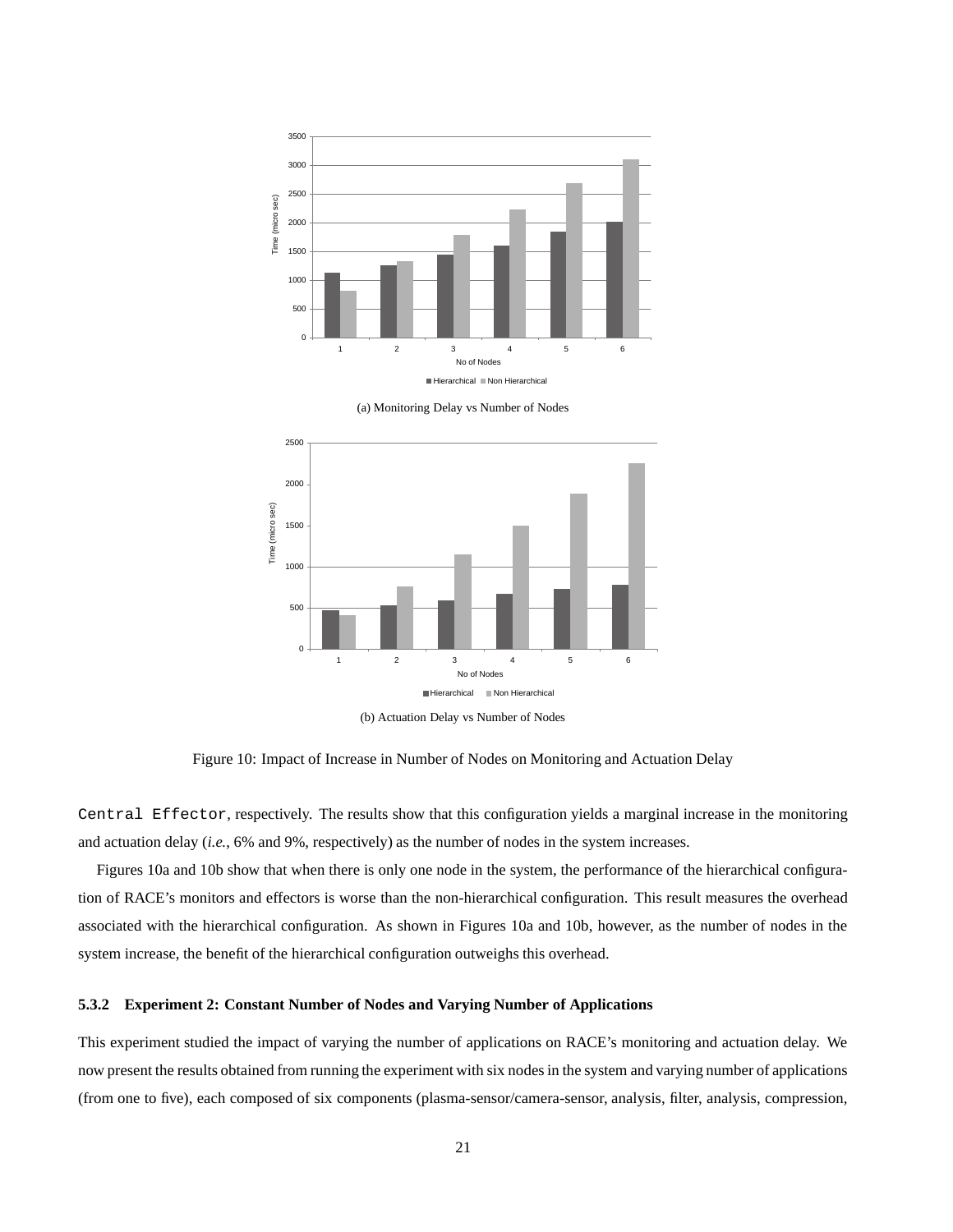(a) Monitoring Delay vs Number of Nodes

(b) Actuation Delay vs Number of Nodes

Figure 10: Impact of Increase in Number of Nodes on Monitoring and Actuation Delay

Central Effector, respectively. The results show that this configuration yields a marginal increase in the monitoring and actuation delay (*i.e.*, 6% and 9%, respectively) as the number of nodes in the system increases.

Figures 10a and 10b show that when there is only one node in the system, the performance of the hierarchical configuration of RACE's monitors and effectors is worse than the non-hierarchical configuration. This result measures the overhead associated with the hierarchical configuration. As shown in Figures 10a and 10b, however, as the number of nodes in the system increase, the benefit of the hierarchical configuration outweighs this overhead.

#### 5.3.2 Experiment 2: Constant Number of Nodes and Varying Number of Applications

This experiment studied the impact of varying the number of applications on RACE's monitoring and actuation delay. We now present the results obtained from running the experiment with six nodes in the system and varying number of applications (from one to five), each composed of six components (plasma-sensor/camera-sensor, analysis, filter, analysis, compression,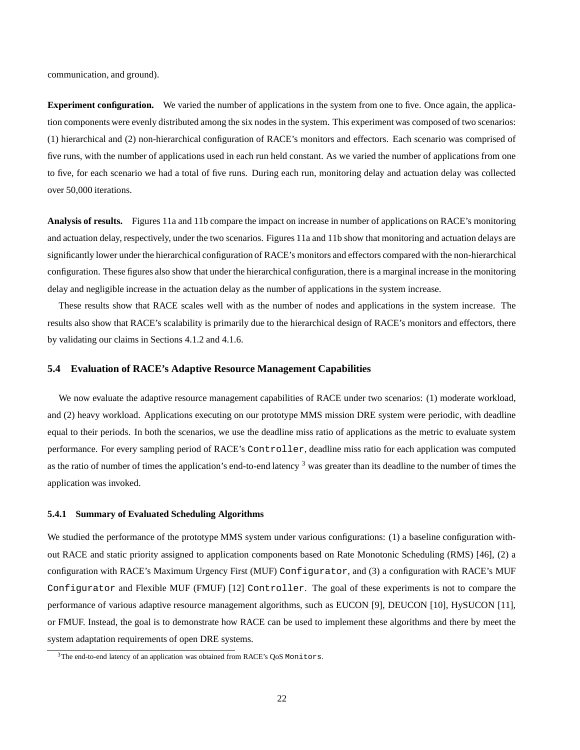communication, and ground).

**Experiment configuration.** We varied the number of applications in the system from one to five. Once again, the application components were evenly distributed among the six nodes in the system. This experiment was composed of two scenarios: (1) hierarchical and (2) non-hierarchical configuration of RACE's monitors and effectors. Each scenario was comprised of five runs, with the number of applications used in each run held constant. As we varied the number of applications from one to five, for each scenario we had a total of five runs. During each run, monitoring delay and actuation delay was collected over 50,000 iterations.

**Analysis of results.** Figures 11a and 11b compare the impact on increase in number of applications on RACE's monitoring and actuation delay, respectively, under the two scenarios. Figures 11a and 11b show that monitoring and actuation delays are significantly lower under the hierarchical configuration of RACE's monitors and effectors compared with the non-hierarchical configuration. These figures also show that under the hierarchical configuration, there is a marginal increase in the monitoring delay and negligible increase in the actuation delay as the number of applications in the system increase.

These results show that RACE scales well with as the number of nodes and applications in the system increase. The results also show that RACE's scalability is primarily due to the hierarchical design of RACE's monitors and effectors, there by validating our claims in Sections 4.1.2 and 4.1.6.

## 5.4 Evaluation of RACE's Adaptive Resource Management Capabilities

We now evaluate the adaptive resource management capabilities of RACE under two scenarios: (1) moderate workload, and (2) heavy workload. Applications executing on our prototype MMS mission DRE system were periodic, with deadline equal to their periods. In both the scenarios, we use the deadline miss ratio of applications as the metric to evaluate system performance. For every sampling period of RACE's `Controller`, deadline miss ratio for each application was computed as the ratio of number of times the application's end-to-end latency [3] was greater than its deadline to the number of times the application was invoked.

### 5.4.1 Summary of Evaluated Scheduling Algorithms

We studied the performance of the prototype MMS system under various configurations: (1) a baseline configuration without RACE and static priority assigned to application components based on Rate Monotonic Scheduling (RMS) [46], (2) a configuration with RACE's Maximum Urgency First (MUF) `Configurator`, and (3) a configuration with RACE's MUF `Configurator` and Flexible MUF (FMUF) [12] `Controller`. The goal of these experiments is not to compare the performance of various adaptive resource management algorithms, such as EUCON [9], DEUCON [10], HySUCON [11], or FMUF. Instead, the goal is to demonstrate how RACE can be used to implement these algorithms and there by meet the system adaptation requirements of open DRE systems.

[3] The end-to-end latency of an application was obtained from RACE's QoS `Monitors`.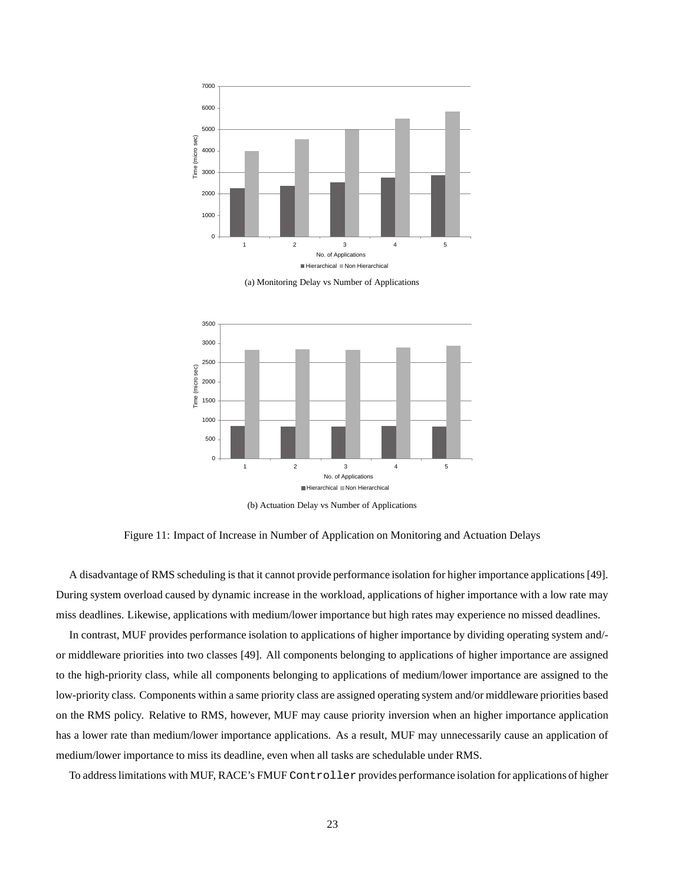(a) Monitoring Delay vs Number of Applications

(b) Actuation Delay vs Number of Applications

Figure 11: Impact of Increase in Number of Application on Monitoring and Actuation Delays

A disadvantage of RMS scheduling is that it cannot provide performance isolation for higher importance applications [49]. During system overload caused by dynamic increase in the workload, applications of higher importance with a low rate may miss deadlines. Likewise, applications with medium/lower importance but high rates may experience no missed deadlines.

In contrast, MUF provides performance isolation to applications of higher importance by dividing operating system and/or middleware priorities into two classes [49]. All components belonging to applications of higher importance are assigned to the high-priority class, while all components belonging to applications of medium/lower importance are assigned to the low-priority class. Components within a same priority class are assigned operating system and/or middleware priorities based on the RMS policy. Relative to RMS, however, MUF may cause priority inversion when an higher importance application has a lower rate than medium/lower importance applications. As a result, MUF may unnecessarily cause an application of medium/lower importance to miss its deadline, even when all tasks are schedulable under RMS.

To address limitations with MUF, RACE's FMUF `Controller` provides performance isolation for applications of higher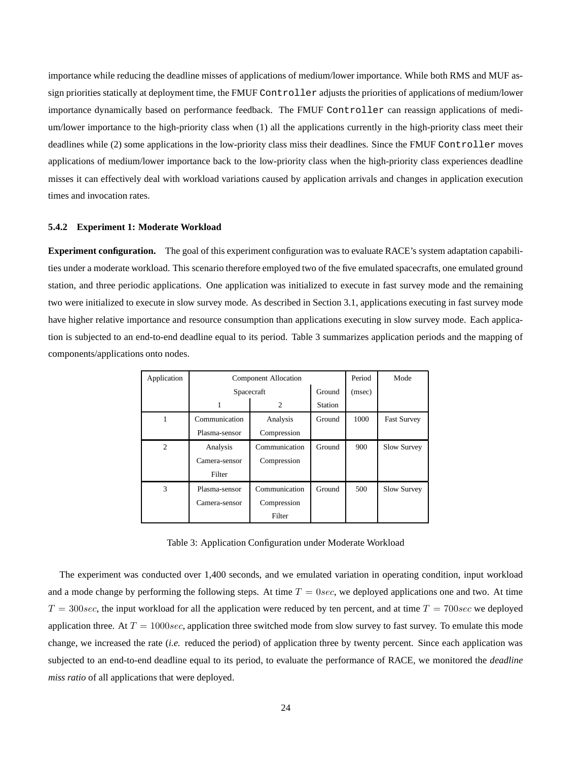importance while reducing the deadline misses of applications of medium/lower importance. While both RMS and MUF assign priorities statically at deployment time, the FMUF `Controller` adjusts the priorities of applications of medium/lower importance dynamically based on performance feedback. The FMUF `Controller` can reassign applications of medium/lower importance to the high-priority class when (1) all the applications currently in the high-priority class meet their deadlines while (2) some applications in the low-priority class miss their deadlines. Since the FMUF `Controller` moves applications of medium/lower importance back to the low-priority class when the high-priority class experiences deadline misses it can effectively deal with workload variations caused by application arrivals and changes in application execution times and invocation rates.

#### 5.4.2 Experiment 1: Moderate Workload

**Experiment configuration.** The goal of this experiment configuration was to evaluate RACE's system adaptation capabilities under a moderate workload. This scenario therefore employed two of the five emulated spacecrafts, one emulated ground station, and three periodic applications. One application was initialized to execute in fast survey mode and the remaining two were initialized to execute in slow survey mode. As described in Section 3.1, applications executing in fast survey mode have higher relative importance and resource consumption than applications executing in slow survey mode. Each application is subjected to an end-to-end deadline equal to its period. Table 3 summarizes application periods and the mapping of components/applications onto nodes.

| Application | Component Allocation | | | Period | Mode |
|---|---|---|---|---|---|
| | Spacecraft | | Ground | (msec) | |
| | 1 | 2 | Station | | |
| 1 | Communication<br>Plasma-sensor | Analysis<br>Compression | Ground | 1000 | Fast Survey |
| 2 | Analysis<br>Camera-sensor<br>Filter | Communication<br>Compression | Ground | 900 | Slow Survey |
| 3 | Plasma-sensor<br>Camera-sensor | Communication<br>Compression<br>Filter | Ground | 500 | Slow Survey |

Table 3: Application Configuration under Moderate Workload

The experiment was conducted over 1,400 seconds, and we emulated variation in operating condition, input workload and a mode change by performing the following steps. At time $T = 0sec$, we deployed applications one and two. At time $T = 300sec$, the input workload for all the application were reduced by ten percent, and at time $T = 700sec$ we deployed application three. At $T = 1000sec$, application three switched mode from slow survey to fast survey. To emulate this mode change, we increased the rate (*i.e.* reduced the period) of application three by twenty percent. Since each application was subjected to an end-to-end deadline equal to its period, to evaluate the performance of RACE, we monitored the *deadline miss ratio* of all applications that were deployed.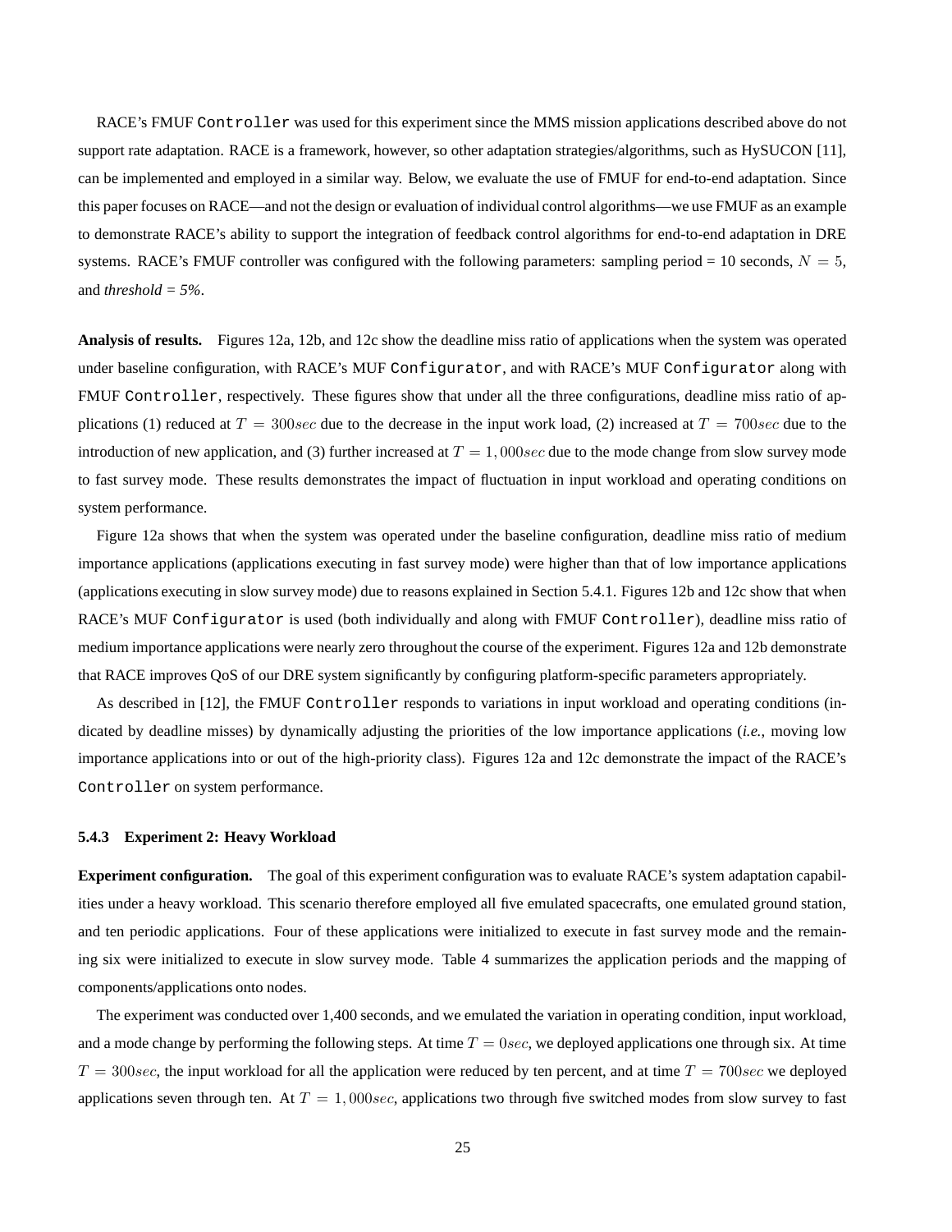RACE's FMUF `Controller` was used for this experiment since the MMS mission applications described above do not support rate adaptation. RACE is a framework, however, so other adaptation strategies/algorithms, such as HySUCON [11], can be implemented and employed in a similar way. Below, we evaluate the use of FMUF for end-to-end adaptation. Since this paper focuses on RACE—and not the design or evaluation of individual control algorithms—we use FMUF as an example to demonstrate RACE's ability to support the integration of feedback control algorithms for end-to-end adaptation in DRE systems. RACE's FMUF controller was configured with the following parameters: sampling period = 10 seconds, $N = 5$, and *threshold = 5%*.

**Analysis of results.** Figures 12a, 12b, and 12c show the deadline miss ratio of applications when the system was operated under baseline configuration, with RACE's MUF `Configurator`, and with RACE's MUF `Configurator` along with FMUF `Controller`, respectively. These figures show that under all the three configurations, deadline miss ratio of applications (1) reduced at $T = 300sec$ due to the decrease in the input work load, (2) increased at $T = 700sec$ due to the introduction of new application, and (3) further increased at $T = 1,000sec$ due to the mode change from slow survey mode to fast survey mode. These results demonstrates the impact of fluctuation in input workload and operating conditions on system performance.

Figure 12a shows that when the system was operated under the baseline configuration, deadline miss ratio of medium importance applications (applications executing in fast survey mode) were higher than that of low importance applications (applications executing in slow survey mode) due to reasons explained in Section 5.4.1. Figures 12b and 12c show that when RACE's MUF `Configurator` is used (both individually and along with FMUF `Controller`), deadline miss ratio of medium importance applications were nearly zero throughout the course of the experiment. Figures 12a and 12b demonstrate that RACE improves QoS of our DRE system significantly by configuring platform-specific parameters appropriately.

As described in [12], the FMUF `Controller` responds to variations in input workload and operating conditions (indicated by deadline misses) by dynamically adjusting the priorities of the low importance applications (*i.e.*, moving low importance applications into or out of the high-priority class). Figures 12a and 12c demonstrate the impact of the RACE's `Controller` on system performance.

#### 5.4.3 Experiment 2: Heavy Workload

**Experiment configuration.** The goal of this experiment configuration was to evaluate RACE's system adaptation capabilities under a heavy workload. This scenario therefore employed all five emulated spacecrafts, one emulated ground station, and ten periodic applications. Four of these applications were initialized to execute in fast survey mode and the remaining six were initialized to execute in slow survey mode. Table 4 summarizes the application periods and the mapping of components/applications onto nodes.

The experiment was conducted over 1,400 seconds, and we emulated the variation in operating condition, input workload, and a mode change by performing the following steps. At time $T = 0sec$, we deployed applications one through six. At time $T = 300sec$, the input workload for all the application were reduced by ten percent, and at time $T = 700sec$ we deployed applications seven through ten. At $T = 1,000sec$, applications two through five switched modes from slow survey to fast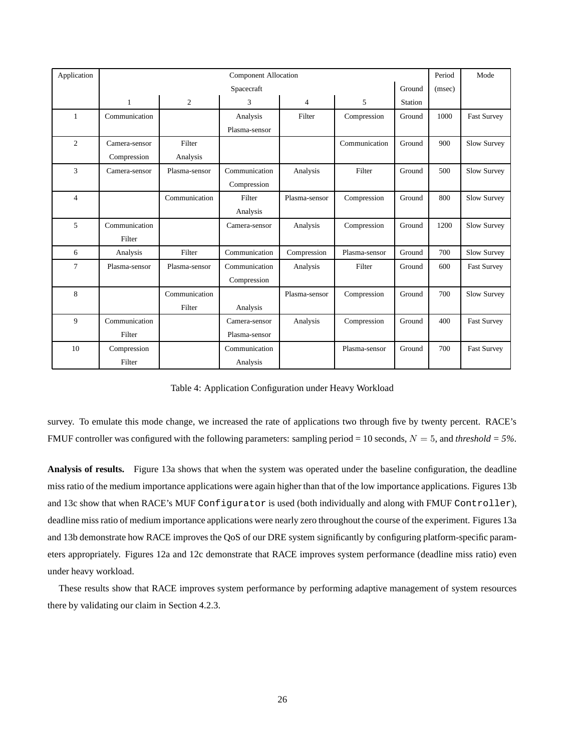| Application | Component Allocation | | | | | | Period | Mode |
|---|---|---|---|---|---|---|---|---|
| | Spacecraft | | | | | Ground | (msec) | |
| | 1 | 2 | 3 | 4 | 5 | Station | | |
| 1 | Communication | | Analysis Plasma-sensor | Filter | Compression | Ground | 1000 | Fast Survey |
| 2 | Camera-sensor Compression | Filter Analysis | | | Communication | Ground | 900 | Slow Survey |
| 3 | Camera-sensor | Plasma-sensor | Communication Compression | Analysis | Filter | Ground | 500 | Slow Survey |
| 4 | | Communication | Filter Analysis | Plasma-sensor | Compression | Ground | 800 | Slow Survey |
| 5 | Communication Filter | | Camera-sensor | Analysis | Compression | Ground | 1200 | Slow Survey |
| 6 | Analysis | Filter | Communication | Compression | Plasma-sensor | Ground | 700 | Slow Survey |
| 7 | Plasma-sensor | Plasma-sensor | Communication Compression | Analysis | Filter | Ground | 600 | Fast Survey |
| 8 | | Communication Filter | Analysis | Plasma-sensor | Compression | Ground | 700 | Slow Survey |
| 9 | Communication Filter | | Camera-sensor Plasma-sensor | Analysis | Compression | Ground | 400 | Fast Survey |
| 10 | Compression Filter | | Communication Analysis | | Plasma-sensor | Ground | 700 | Fast Survey |

Table 4: Application Configuration under Heavy Workload

survey. To emulate this mode change, we increased the rate of applications two through five by twenty percent. RACE's FMUF controller was configured with the following parameters: sampling period = 10 seconds, $N = 5$, and *threshold = 5%*.

**Analysis of results.** Figure 13a shows that when the system was operated under the baseline configuration, the deadline miss ratio of the medium importance applications were again higher than that of the low importance applications. Figures 13b and 13c show that when RACE's MUF `Configurator` is used (both individually and along with FMUF `Controller`), deadline miss ratio of medium importance applications were nearly zero throughout the course of the experiment. Figures 13a and 13b demonstrate how RACE improves the QoS of our DRE system significantly by configuring platform-specific parameters appropriately. Figures 12a and 12c demonstrate that RACE improves system performance (deadline miss ratio) even under heavy workload.

These results show that RACE improves system performance by performing adaptive management of system resources there by validating our claim in Section 4.2.3.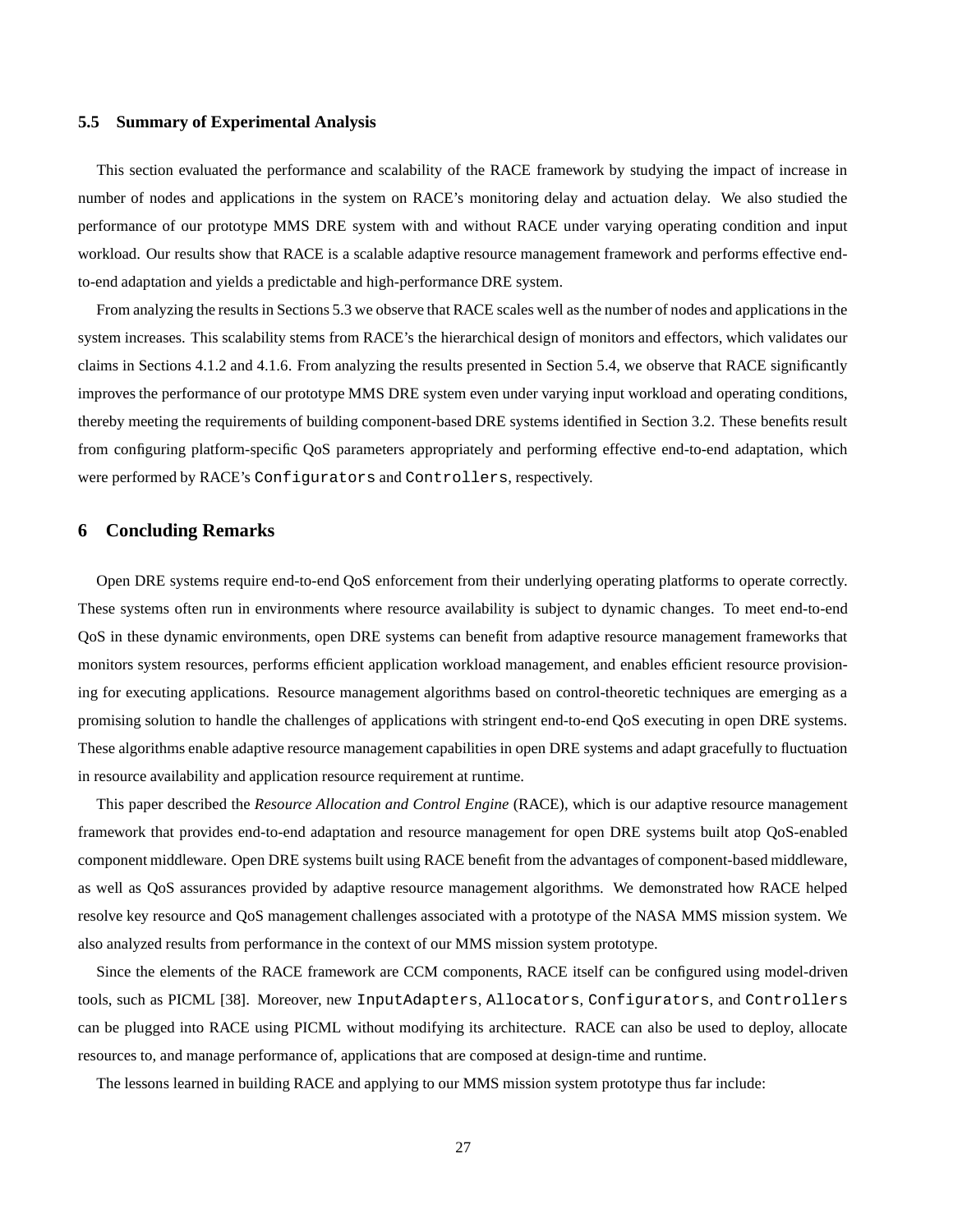### 5.5 Summary of Experimental Analysis

This section evaluated the performance and scalability of the RACE framework by studying the impact of increase in number of nodes and applications in the system on RACE's monitoring delay and actuation delay. We also studied the performance of our prototype MMS DRE system with and without RACE under varying operating condition and input workload. Our results show that RACE is a scalable adaptive resource management framework and performs effective end-to-end adaptation and yields a predictable and high-performance DRE system.

From analyzing the results in Sections 5.3 we observe that RACE scales well as the number of nodes and applications in the system increases. This scalability stems from RACE's the hierarchical design of monitors and effectors, which validates our claims in Sections 4.1.2 and 4.1.6. From analyzing the results presented in Section 5.4, we observe that RACE significantly improves the performance of our prototype MMS DRE system even under varying input workload and operating conditions, thereby meeting the requirements of building component-based DRE systems identified in Section 3.2. These benefits result from configuring platform-specific QoS parameters appropriately and performing effective end-to-end adaptation, which were performed by RACE's `Configurators` and `Controllers`, respectively.

## 6 Concluding Remarks

Open DRE systems require end-to-end QoS enforcement from their underlying operating platforms to operate correctly. These systems often run in environments where resource availability is subject to dynamic changes. To meet end-to-end QoS in these dynamic environments, open DRE systems can benefit from adaptive resource management frameworks that monitors system resources, performs efficient application workload management, and enables efficient resource provisioning for executing applications. Resource management algorithms based on control-theoretic techniques are emerging as a promising solution to handle the challenges of applications with stringent end-to-end QoS executing in open DRE systems. These algorithms enable adaptive resource management capabilities in open DRE systems and adapt gracefully to fluctuation in resource availability and application resource requirement at runtime.

This paper described the *Resource Allocation and Control Engine* (RACE), which is our adaptive resource management framework that provides end-to-end adaptation and resource management for open DRE systems built atop QoS-enabled component middleware. Open DRE systems built using RACE benefit from the advantages of component-based middleware, as well as QoS assurances provided by adaptive resource management algorithms. We demonstrated how RACE helped resolve key resource and QoS management challenges associated with a prototype of the NASA MMS mission system. We also analyzed results from performance in the context of our MMS mission system prototype.

Since the elements of the RACE framework are CCM components, RACE itself can be configured using model-driven tools, such as PICML [38]. Moreover, new `InputAdapters`, `Allocators`, `Configurators`, and `Controllers` can be plugged into RACE using PICML without modifying its architecture. RACE can also be used to deploy, allocate resources to, and manage performance of, applications that are composed at design-time and runtime.

The lessons learned in building RACE and applying to our MMS mission system prototype thus far include: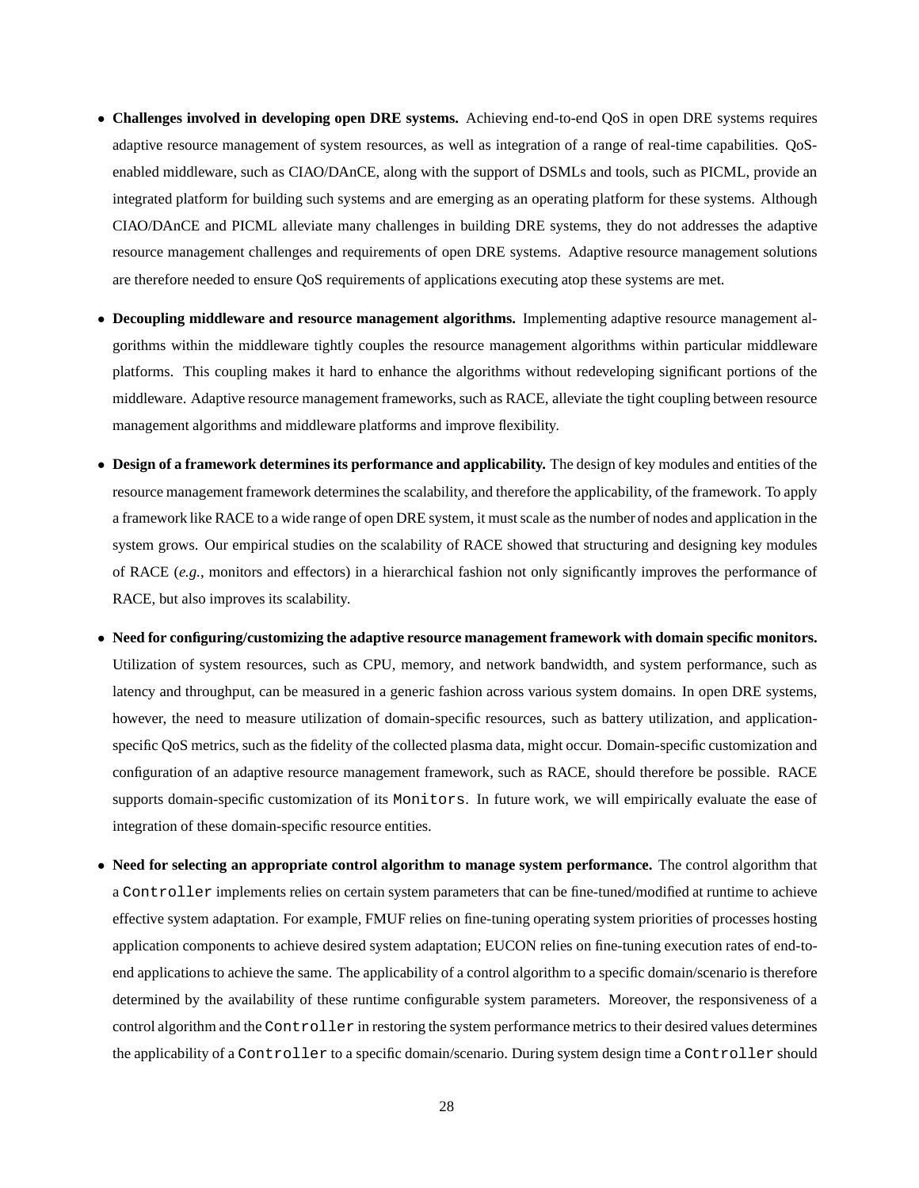- **Challenges involved in developing open DRE systems.** Achieving end-to-end QoS in open DRE systems requires adaptive resource management of system resources, as well as integration of a range of real-time capabilities. QoS-enabled middleware, such as CIAO/DAnCE, along with the support of DSMLs and tools, such as PICML, provide an integrated platform for building such systems and are emerging as an operating platform for these systems. Although CIAO/DAnCE and PICML alleviate many challenges in building DRE systems, they do not addresses the adaptive resource management challenges and requirements of open DRE systems. Adaptive resource management solutions are therefore needed to ensure QoS requirements of applications executing atop these systems are met.

- **Decoupling middleware and resource management algorithms.** Implementing adaptive resource management algorithms within the middleware tightly couples the resource management algorithms within particular middleware platforms. This coupling makes it hard to enhance the algorithms without redeveloping significant portions of the middleware. Adaptive resource management frameworks, such as RACE, alleviate the tight coupling between resource management algorithms and middleware platforms and improve flexibility.

- **Design of a framework determines its performance and applicability.** The design of key modules and entities of the resource management framework determines the scalability, and therefore the applicability, of the framework. To apply a framework like RACE to a wide range of open DRE system, it must scale as the number of nodes and application in the system grows. Our empirical studies on the scalability of RACE showed that structuring and designing key modules of RACE (*e.g.*, monitors and effectors) in a hierarchical fashion not only significantly improves the performance of RACE, but also improves its scalability.

- **Need for configuring/customizing the adaptive resource management framework with domain specific monitors.** Utilization of system resources, such as CPU, memory, and network bandwidth, and system performance, such as latency and throughput, can be measured in a generic fashion across various system domains. In open DRE systems, however, the need to measure utilization of domain-specific resources, such as battery utilization, and application-specific QoS metrics, such as the fidelity of the collected plasma data, might occur. Domain-specific customization and configuration of an adaptive resource management framework, such as RACE, should therefore be possible. RACE supports domain-specific customization of its `Monitors`. In future work, we will empirically evaluate the ease of integration of these domain-specific resource entities.

- **Need for selecting an appropriate control algorithm to manage system performance.** The control algorithm that a `Controller` implements relies on certain system parameters that can be fine-tuned/modified at runtime to achieve effective system adaptation. For example, FMUF relies on fine-tuning operating system priorities of processes hosting application components to achieve desired system adaptation; EUCON relies on fine-tuning execution rates of end-to-end applications to achieve the same. The applicability of a control algorithm to a specific domain/scenario is therefore determined by the availability of these runtime configurable system parameters. Moreover, the responsiveness of a control algorithm and the `Controller` in restoring the system performance metrics to their desired values determines the applicability of a `Controller` to a specific domain/scenario. During system design time a `Controller` should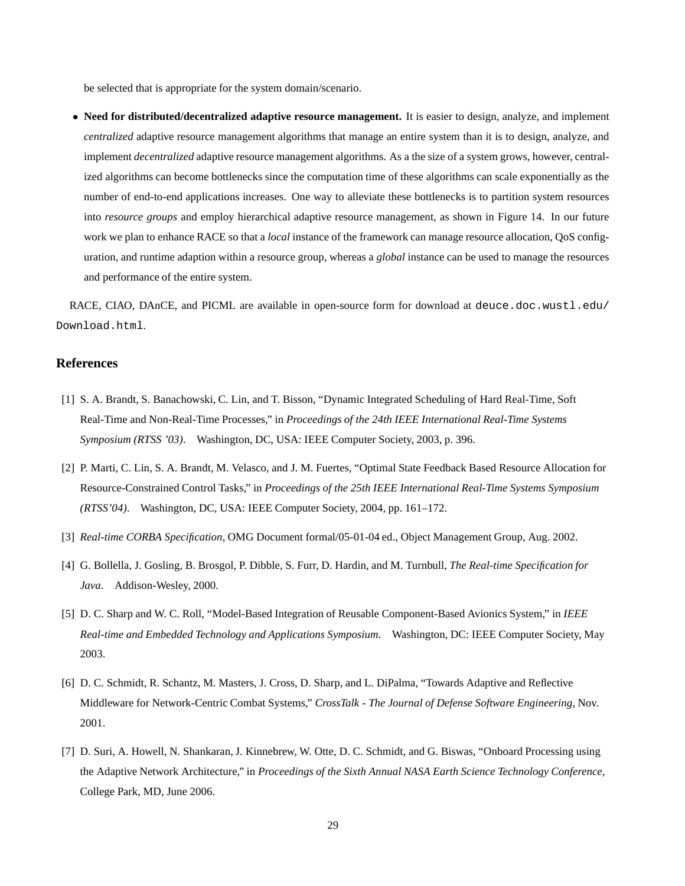be selected that is appropriate for the system domain/scenario.

- **Need for distributed/decentralized adaptive resource management.** It is easier to design, analyze, and implement *centralized* adaptive resource management algorithms that manage an entire system than it is to design, analyze, and implement *decentralized* adaptive resource management algorithms. As a the size of a system grows, however, centralized algorithms can become bottlenecks since the computation time of these algorithms can scale exponentially as the number of end-to-end applications increases. One way to alleviate these bottlenecks is to partition system resources into *resource groups* and employ hierarchical adaptive resource management, as shown in Figure 14. In our future work we plan to enhance RACE so that a *local* instance of the framework can manage resource allocation, QoS configuration, and runtime adaption within a resource group, whereas a *global* instance can be used to manage the resources and performance of the entire system.

RACE, CIAO, DAnCE, and PICML are available in open-source form for download at `deuce.doc.wustl.edu/Download.html`.

## References

[1] S. A. Brandt, S. Banachowski, C. Lin, and T. Bisson, "Dynamic Integrated Scheduling of Hard Real-Time, Soft Real-Time and Non-Real-Time Processes," in *Proceedings of the 24th IEEE International Real-Time Systems Symposium (RTSS '03)*. Washington, DC, USA: IEEE Computer Society, 2003, p. 396.

[2] P. Marti, C. Lin, S. A. Brandt, M. Velasco, and J. M. Fuertes, "Optimal State Feedback Based Resource Allocation for Resource-Constrained Control Tasks," in *Proceedings of the 25th IEEE International Real-Time Systems Symposium (RTSS'04)*. Washington, DC, USA: IEEE Computer Society, 2004, pp. 161–172.

[3] *Real-time CORBA Specification*, OMG Document formal/05-01-04 ed., Object Management Group, Aug. 2002.

[4] G. Bollella, J. Gosling, B. Brosgol, P. Dibble, S. Furr, D. Hardin, and M. Turnbull, *The Real-time Specification for Java*. Addison-Wesley, 2000.

[5] D. C. Sharp and W. C. Roll, "Model-Based Integration of Reusable Component-Based Avionics System," in *IEEE Real-time and Embedded Technology and Applications Symposium*. Washington, DC: IEEE Computer Society, May 2003.

[6] D. C. Schmidt, R. Schantz, M. Masters, J. Cross, D. Sharp, and L. DiPalma, "Towards Adaptive and Reflective Middleware for Network-Centric Combat Systems," *CrossTalk - The Journal of Defense Software Engineering*, Nov. 2001.

[7] D. Suri, A. Howell, N. Shankaran, J. Kinnebrew, W. Otte, D. C. Schmidt, and G. Biswas, "Onboard Processing using the Adaptive Network Architecture," in *Proceedings of the Sixth Annual NASA Earth Science Technology Conference*, College Park, MD, June 2006.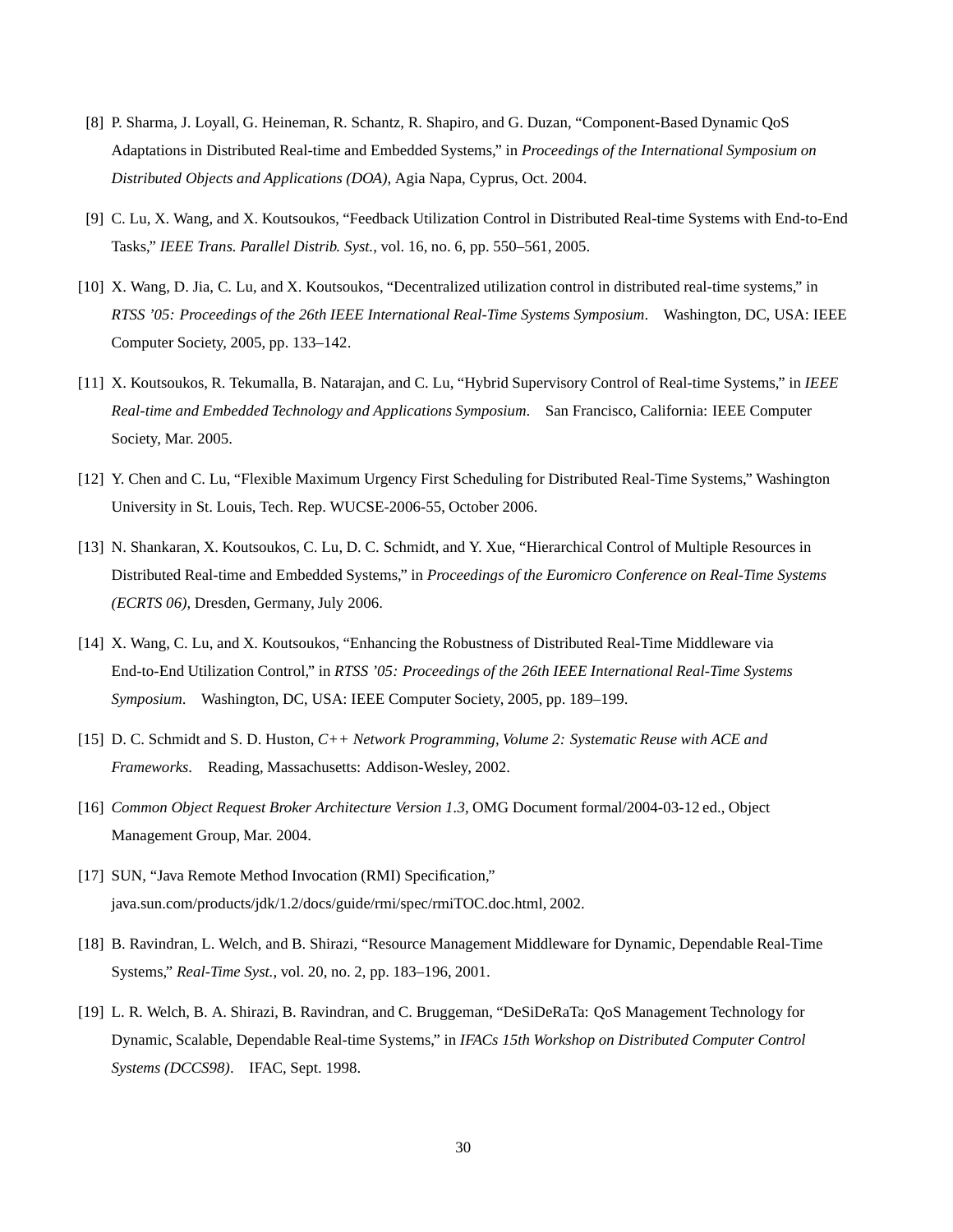[8] P. Sharma, J. Loyall, G. Heineman, R. Schantz, R. Shapiro, and G. Duzan, "Component-Based Dynamic QoS Adaptations in Distributed Real-time and Embedded Systems," in *Proceedings of the International Symposium on Distributed Objects and Applications (DOA)*, Agia Napa, Cyprus, Oct. 2004.

[9] C. Lu, X. Wang, and X. Koutsoukos, "Feedback Utilization Control in Distributed Real-time Systems with End-to-End Tasks," *IEEE Trans. Parallel Distrib. Syst.*, vol. 16, no. 6, pp. 550–561, 2005.

[10] X. Wang, D. Jia, C. Lu, and X. Koutsoukos, "Decentralized utilization control in distributed real-time systems," in *RTSS '05: Proceedings of the 26th IEEE International Real-Time Systems Symposium*. Washington, DC, USA: IEEE Computer Society, 2005, pp. 133–142.

[11] X. Koutsoukos, R. Tekumalla, B. Natarajan, and C. Lu, "Hybrid Supervisory Control of Real-time Systems," in *IEEE Real-time and Embedded Technology and Applications Symposium*. San Francisco, California: IEEE Computer Society, Mar. 2005.

[12] Y. Chen and C. Lu, "Flexible Maximum Urgency First Scheduling for Distributed Real-Time Systems," Washington University in St. Louis, Tech. Rep. WUCSE-2006-55, October 2006.

[13] N. Shankaran, X. Koutsoukos, C. Lu, D. C. Schmidt, and Y. Xue, "Hierarchical Control of Multiple Resources in Distributed Real-time and Embedded Systems," in *Proceedings of the Euromicro Conference on Real-Time Systems (ECRTS 06)*, Dresden, Germany, July 2006.

[14] X. Wang, C. Lu, and X. Koutsoukos, "Enhancing the Robustness of Distributed Real-Time Middleware via End-to-End Utilization Control," in *RTSS '05: Proceedings of the 26th IEEE International Real-Time Systems Symposium*. Washington, DC, USA: IEEE Computer Society, 2005, pp. 189–199.

[15] D. C. Schmidt and S. D. Huston, *C++ Network Programming, Volume 2: Systematic Reuse with ACE and Frameworks*. Reading, Massachusetts: Addison-Wesley, 2002.

[16] *Common Object Request Broker Architecture Version 1.3*, OMG Document formal/2004-03-12 ed., Object Management Group, Mar. 2004.

[17] SUN, "Java Remote Method Invocation (RMI) Specification," java.sun.com/products/jdk/1.2/docs/guide/rmi/spec/rmiTOC.doc.html, 2002.

[18] B. Ravindran, L. Welch, and B. Shirazi, "Resource Management Middleware for Dynamic, Dependable Real-Time Systems," *Real-Time Syst.*, vol. 20, no. 2, pp. 183–196, 2001.

[19] L. R. Welch, B. A. Shirazi, B. Ravindran, and C. Bruggeman, "DeSiDeRaTa: QoS Management Technology for Dynamic, Scalable, Dependable Real-time Systems," in *IFACs 15th Workshop on Distributed Computer Control Systems (DCCS98)*. IFAC, Sept. 1998.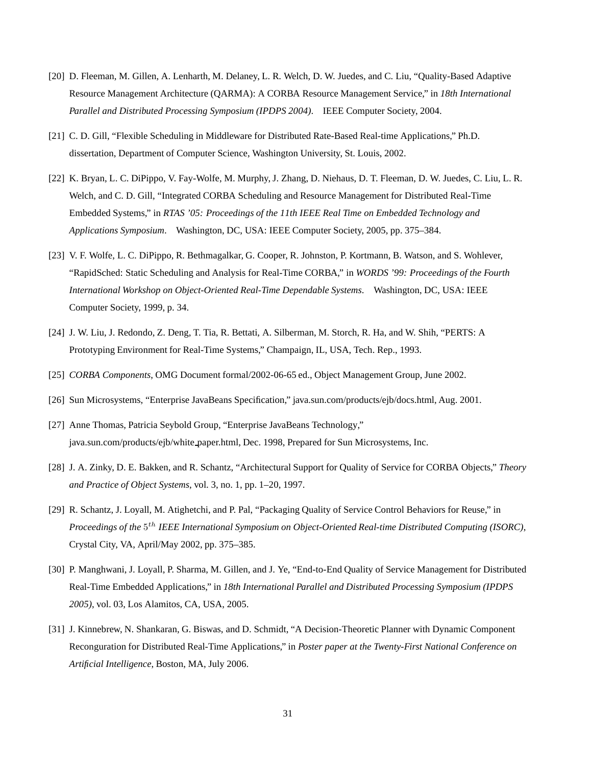[20] D. Fleeman, M. Gillen, A. Lenharth, M. Delaney, L. R. Welch, D. W. Juedes, and C. Liu, “Quality-Based Adaptive Resource Management Architecture (QARMA): A CORBA Resource Management Service,” in *18th International Parallel and Distributed Processing Symposium (IPDPS 2004)*. IEEE Computer Society, 2004.

[21] C. D. Gill, “Flexible Scheduling in Middleware for Distributed Rate-Based Real-time Applications,” Ph.D. dissertation, Department of Computer Science, Washington University, St. Louis, 2002.

[22] K. Bryan, L. C. DiPippo, V. Fay-Wolfe, M. Murphy, J. Zhang, D. Niehaus, D. T. Fleeman, D. W. Juedes, C. Liu, L. R. Welch, and C. D. Gill, “Integrated CORBA Scheduling and Resource Management for Distributed Real-Time Embedded Systems,” in *RTAS ’05: Proceedings of the 11th IEEE Real Time on Embedded Technology and Applications Symposium*. Washington, DC, USA: IEEE Computer Society, 2005, pp. 375–384.

[23] V. F. Wolfe, L. C. DiPippo, R. Bethmagalkar, G. Cooper, R. Johnston, P. Kortmann, B. Watson, and S. Wohlever, “RapidSched: Static Scheduling and Analysis for Real-Time CORBA,” in *WORDS ’99: Proceedings of the Fourth International Workshop on Object-Oriented Real-Time Dependable Systems*. Washington, DC, USA: IEEE Computer Society, 1999, p. 34.

[24] J. W. Liu, J. Redondo, Z. Deng, T. Tia, R. Bettati, A. Silberman, M. Storch, R. Ha, and W. Shih, “PERTS: A Prototyping Environment for Real-Time Systems,” Champaign, IL, USA, Tech. Rep., 1993.

[25] *CORBA Components*, OMG Document formal/2002-06-65 ed., Object Management Group, June 2002.

[26] Sun Microsystems, “Enterprise JavaBeans Specification,” java.sun.com/products/ejb/docs.html, Aug. 2001.

[27] Anne Thomas, Patricia Seybold Group, “Enterprise JavaBeans Technology,” java.sun.com/products/ejb/white_paper.html, Dec. 1998, Prepared for Sun Microsystems, Inc.

[28] J. A. Zinky, D. E. Bakken, and R. Schantz, “Architectural Support for Quality of Service for CORBA Objects,” *Theory and Practice of Object Systems*, vol. 3, no. 1, pp. 1–20, 1997.

[29] R. Schantz, J. Loyall, M. Atighetchi, and P. Pal, “Packaging Quality of Service Control Behaviors for Reuse,” in *Proceedings of the* $5^{th}$ *IEEE International Symposium on Object-Oriented Real-time Distributed Computing (ISORC)*, Crystal City, VA, April/May 2002, pp. 375–385.

[30] P. Manghwani, J. Loyall, P. Sharma, M. Gillen, and J. Ye, “End-to-End Quality of Service Management for Distributed Real-Time Embedded Applications,” in *18th International Parallel and Distributed Processing Symposium (IPDPS 2005)*, vol. 03, Los Alamitos, CA, USA, 2005.

[31] J. Kinnebrew, N. Shankaran, G. Biswas, and D. Schmidt, “A Decision-Theoretic Planner with Dynamic Component Reconguration for Distributed Real-Time Applications,” in *Poster paper at the Twenty-First National Conference on Artificial Intelligence*, Boston, MA, July 2006.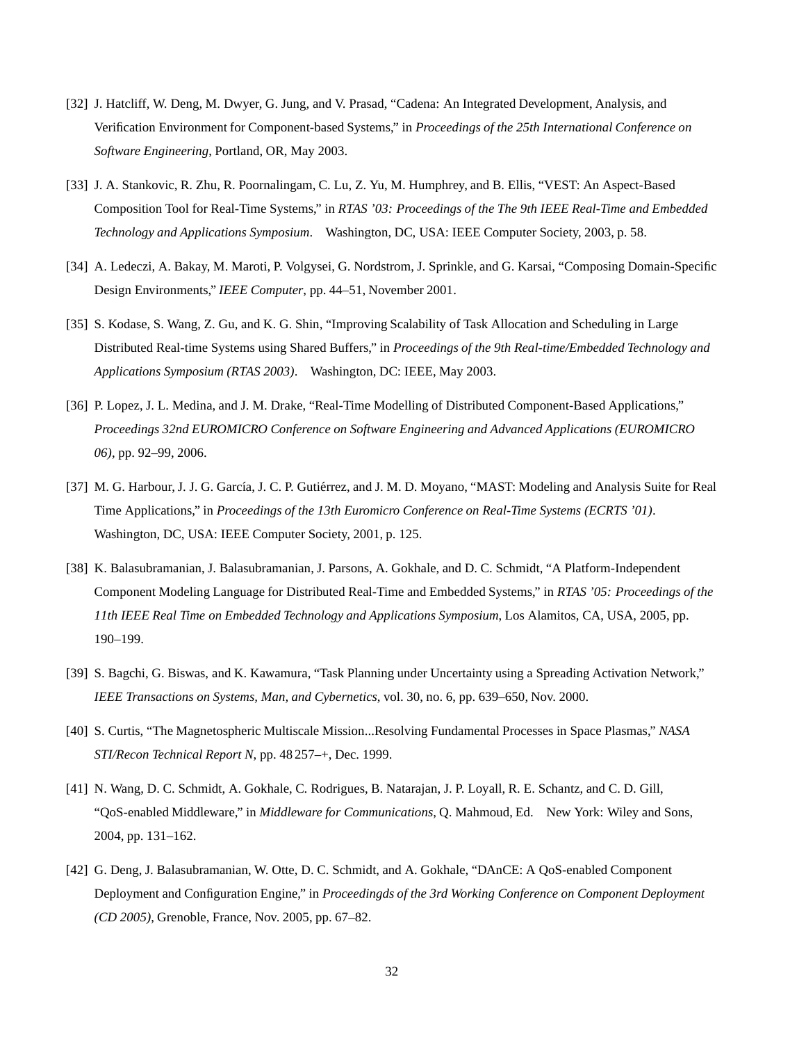[32] J. Hatcliff, W. Deng, M. Dwyer, G. Jung, and V. Prasad, "Cadena: An Integrated Development, Analysis, and Verification Environment for Component-based Systems," in *Proceedings of the 25th International Conference on Software Engineering*, Portland, OR, May 2003.

[33] J. A. Stankovic, R. Zhu, R. Poornalingam, C. Lu, Z. Yu, M. Humphrey, and B. Ellis, "VEST: An Aspect-Based Composition Tool for Real-Time Systems," in *RTAS '03: Proceedings of the The 9th IEEE Real-Time and Embedded Technology and Applications Symposium*. Washington, DC, USA: IEEE Computer Society, 2003, p. 58.

[34] A. Ledeczi, A. Bakay, M. Maroti, P. Volgysei, G. Nordstrom, J. Sprinkle, and G. Karsai, "Composing Domain-Specific Design Environments," *IEEE Computer*, pp. 44–51, November 2001.

[35] S. Kodase, S. Wang, Z. Gu, and K. G. Shin, "Improving Scalability of Task Allocation and Scheduling in Large Distributed Real-time Systems using Shared Buffers," in *Proceedings of the 9th Real-time/Embedded Technology and Applications Symposium (RTAS 2003)*. Washington, DC: IEEE, May 2003.

[36] P. Lopez, J. L. Medina, and J. M. Drake, "Real-Time Modelling of Distributed Component-Based Applications," *Proceedings 32nd EUROMICRO Conference on Software Engineering and Advanced Applications (EUROMICRO 06)*, pp. 92–99, 2006.

[37] M. G. Harbour, J. J. G. García, J. C. P. Gutiérrez, and J. M. D. Moyano, "MAST: Modeling and Analysis Suite for Real Time Applications," in *Proceedings of the 13th Euromicro Conference on Real-Time Systems (ECRTS '01)*. Washington, DC, USA: IEEE Computer Society, 2001, p. 125.

[38] K. Balasubramanian, J. Balasubramanian, J. Parsons, A. Gokhale, and D. C. Schmidt, "A Platform-Independent Component Modeling Language for Distributed Real-Time and Embedded Systems," in *RTAS '05: Proceedings of the 11th IEEE Real Time on Embedded Technology and Applications Symposium*, Los Alamitos, CA, USA, 2005, pp. 190–199.

[39] S. Bagchi, G. Biswas, and K. Kawamura, "Task Planning under Uncertainty using a Spreading Activation Network," *IEEE Transactions on Systems, Man, and Cybernetics*, vol. 30, no. 6, pp. 639–650, Nov. 2000.

[40] S. Curtis, "The Magnetospheric Multiscale Mission...Resolving Fundamental Processes in Space Plasmas," *NASA STI/Recon Technical Report N*, pp. 48 257–+, Dec. 1999.

[41] N. Wang, D. C. Schmidt, A. Gokhale, C. Rodrigues, B. Natarajan, J. P. Loyall, R. E. Schantz, and C. D. Gill, "QoS-enabled Middleware," in *Middleware for Communications*, Q. Mahmoud, Ed. New York: Wiley and Sons, 2004, pp. 131–162.

[42] G. Deng, J. Balasubramanian, W. Otte, D. C. Schmidt, and A. Gokhale, "DAnCE: A QoS-enabled Component Deployment and Configuration Engine," in *Proceedingds of the 3rd Working Conference on Component Deployment (CD 2005)*, Grenoble, France, Nov. 2005, pp. 67–82.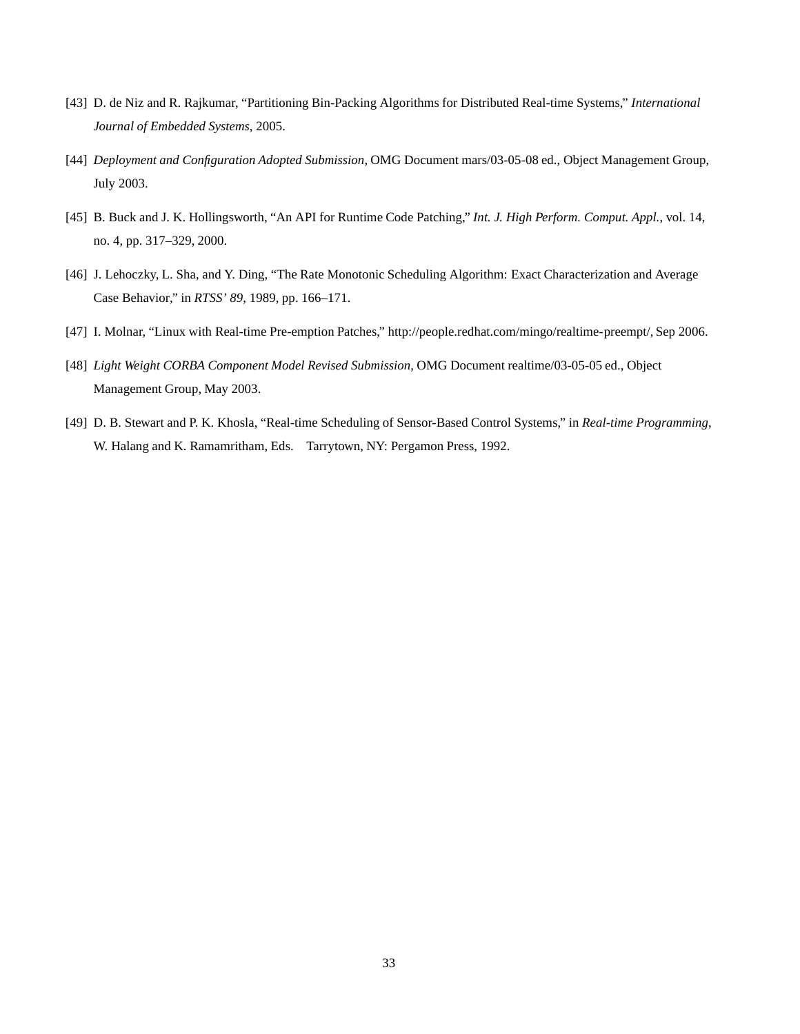[43] D. de Niz and R. Rajkumar, “Partitioning Bin-Packing Algorithms for Distributed Real-time Systems,” *International Journal of Embedded Systems*, 2005.

[44] *Deployment and Configuration Adopted Submission*, OMG Document mars/03-05-08 ed., Object Management Group, July 2003.

[45] B. Buck and J. K. Hollingsworth, “An API for Runtime Code Patching,” *Int. J. High Perform. Comput. Appl.*, vol. 14, no. 4, pp. 317–329, 2000.

[46] J. Lehoczky, L. Sha, and Y. Ding, “The Rate Monotonic Scheduling Algorithm: Exact Characterization and Average Case Behavior,” in *RTSS' 89*, 1989, pp. 166–171.

[47] I. Molnar, “Linux with Real-time Pre-emption Patches,” http://people.redhat.com/mingo/realtime-preempt/, Sep 2006.

[48] *Light Weight CORBA Component Model Revised Submission*, OMG Document realtime/03-05-05 ed., Object Management Group, May 2003.

[49] D. B. Stewart and P. K. Khosla, “Real-time Scheduling of Sensor-Based Control Systems,” in *Real-time Programming*, W. Halang and K. Ramamritham, Eds. Tarrytown, NY: Pergamon Press, 1992.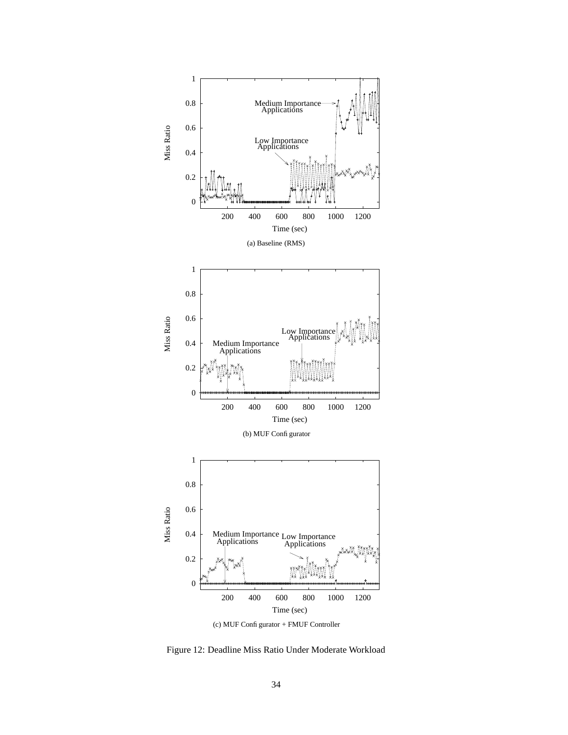(a) Baseline (RMS)

(b) MUF Configurator

(c) MUF Configurator + FMUF Controller

Figure 12: Deadline Miss Ratio Under Moderate Workload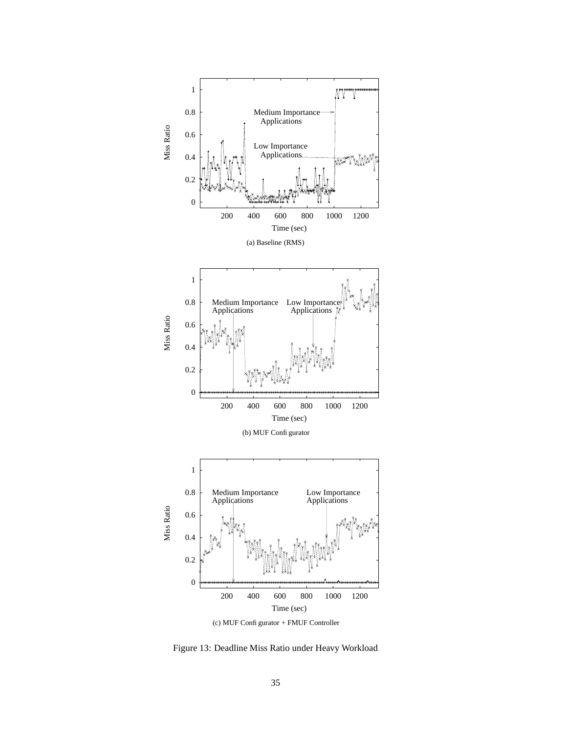(a) Baseline (RMS)

(b) MUF Configurator

(c) MUF Configurator + FMUF Controller

Figure 13: Deadline Miss Ratio under Heavy Workload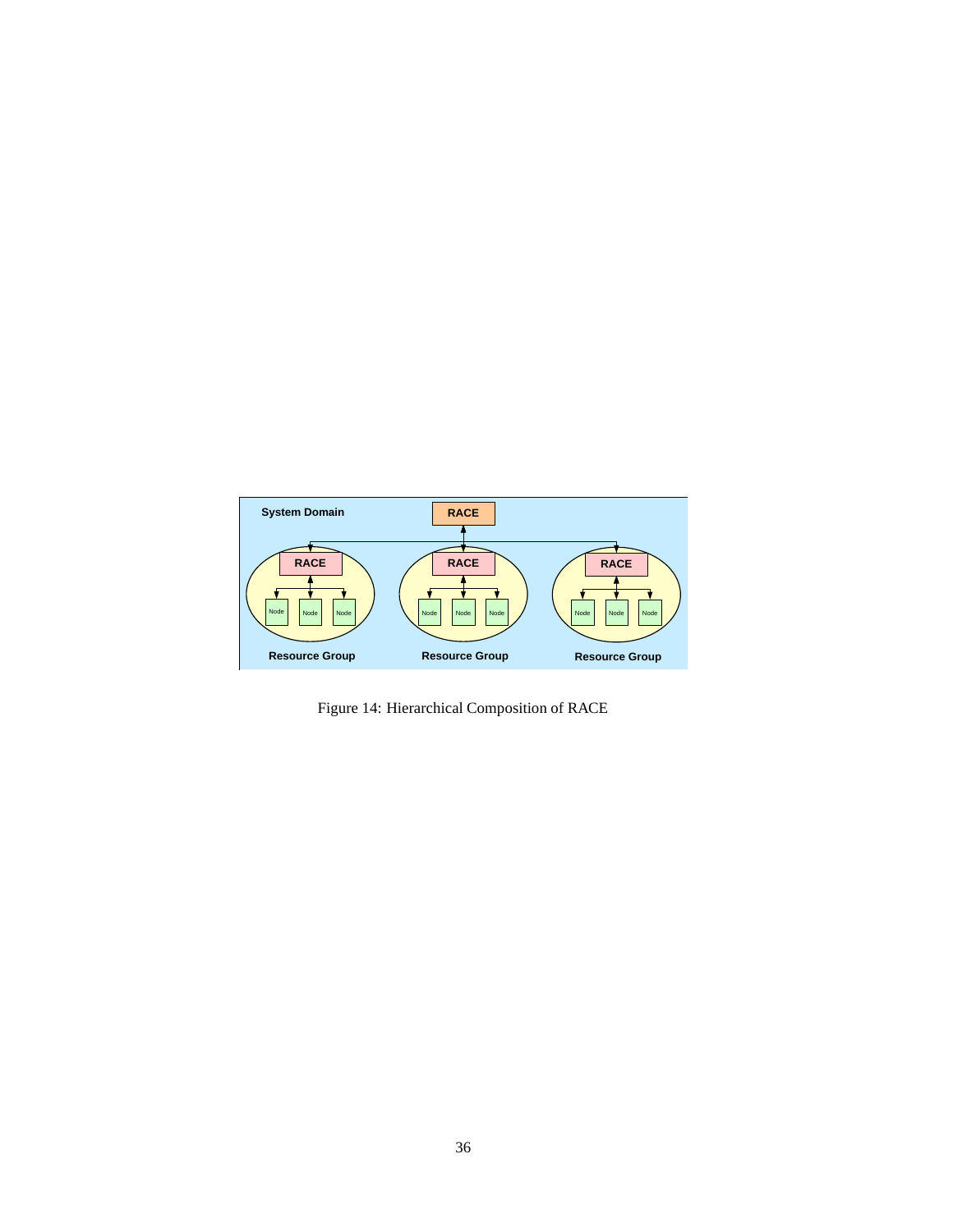System Domain

RACE

RACE

Node Node Node

Resource Group

RACE

Node Node Node

Resource Group

RACE

Node Node Node

Resource Group

Figure 14: Hierarchical Composition of RACE